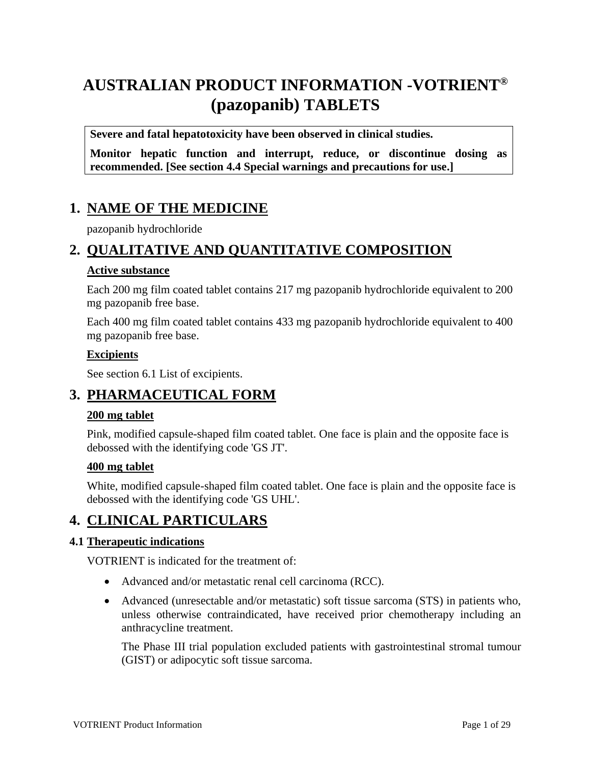# AUSTRALIAN PRODUCT INFORMATION -VOTRIENT® (pazopanib) TABLETS

> **Severe and fatal hepatotoxicity have been observed in clinical studies.**
>
> **Monitor hepatic function and interrupt, reduce, or discontinue dosing as recommended. [See section 4.4 Special warnings and precautions for use.]**

## 1. NAME OF THE MEDICINE

pazopanib hydrochloride

## 2. QUALITATIVE AND QUANTITATIVE COMPOSITION

**Active substance**

Each 200 mg film coated tablet contains 217 mg pazopanib hydrochloride equivalent to 200 mg pazopanib free base.

Each 400 mg film coated tablet contains 433 mg pazopanib hydrochloride equivalent to 400 mg pazopanib free base.

**Excipients**

See section 6.1 List of excipients.

## 3. PHARMACEUTICAL FORM

**200 mg tablet**

Pink, modified capsule-shaped film coated tablet. One face is plain and the opposite face is debossed with the identifying code 'GS JT'.

**400 mg tablet**

White, modified capsule-shaped film coated tablet. One face is plain and the opposite face is debossed with the identifying code 'GS UHL'.

## 4. CLINICAL PARTICULARS

### 4.1 Therapeutic indications

VOTRIENT is indicated for the treatment of:

- Advanced and/or metastatic renal cell carcinoma (RCC).
- Advanced (unresectable and/or metastatic) soft tissue sarcoma (STS) in patients who, unless otherwise contraindicated, have received prior chemotherapy including an anthracycline treatment.

  The Phase III trial population excluded patients with gastrointestinal stromal tumour (GIST) or adipocytic soft tissue sarcoma.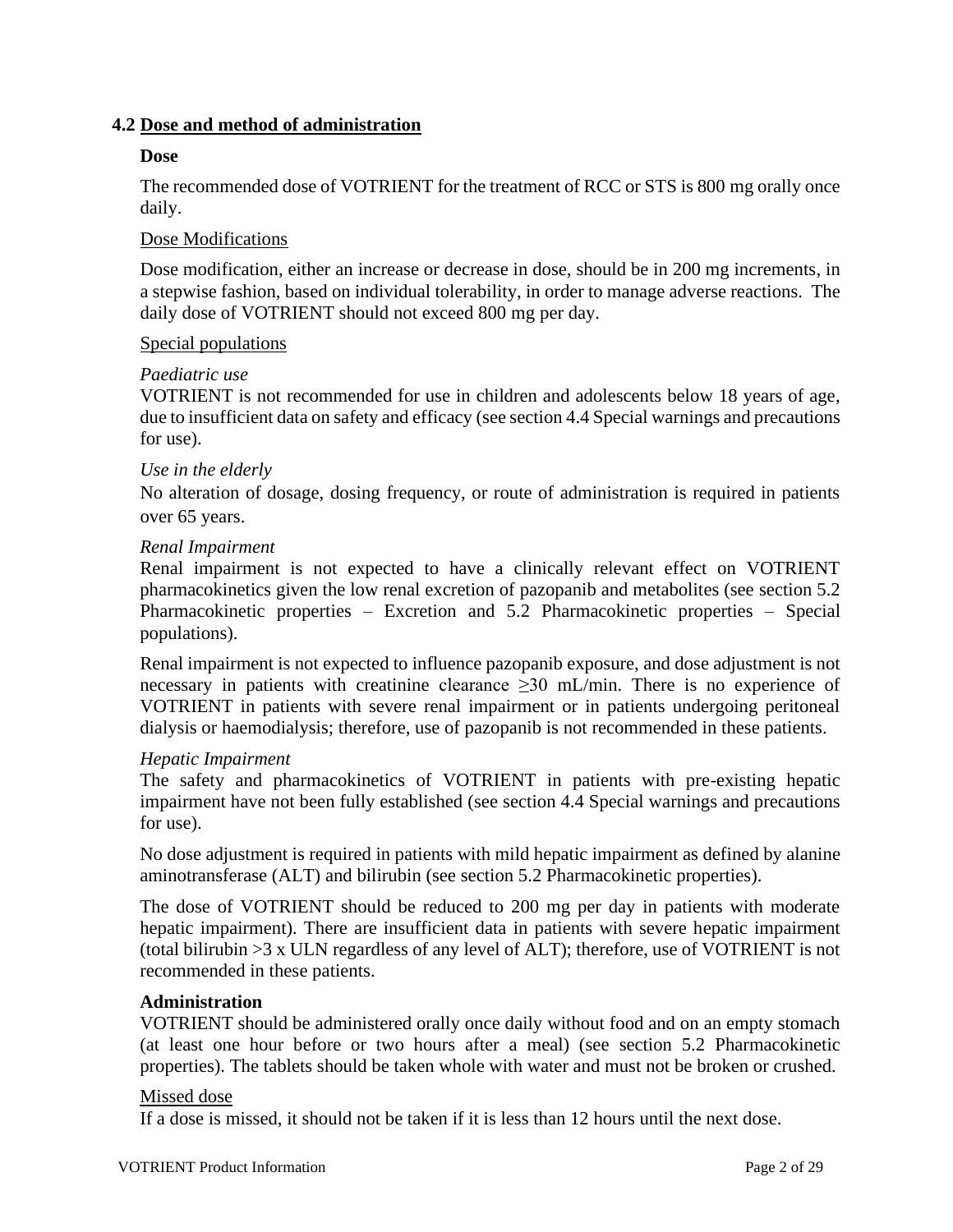## 4.2 Dose and method of administration

**Dose**

The recommended dose of VOTRIENT for the treatment of RCC or STS is 800 mg orally once daily.

Dose Modifications

Dose modification, either an increase or decrease in dose, should be in 200 mg increments, in a stepwise fashion, based on individual tolerability, in order to manage adverse reactions. The daily dose of VOTRIENT should not exceed 800 mg per day.

Special populations

*Paediatric use*
VOTRIENT is not recommended for use in children and adolescents below 18 years of age, due to insufficient data on safety and efficacy (see section 4.4 Special warnings and precautions for use).

*Use in the elderly*
No alteration of dosage, dosing frequency, or route of administration is required in patients over 65 years.

*Renal Impairment*
Renal impairment is not expected to have a clinically relevant effect on VOTRIENT pharmacokinetics given the low renal excretion of pazopanib and metabolites (see section 5.2 Pharmacokinetic properties – Excretion and 5.2 Pharmacokinetic properties – Special populations).

Renal impairment is not expected to influence pazopanib exposure, and dose adjustment is not necessary in patients with creatinine clearance ≥30 mL/min. There is no experience of VOTRIENT in patients with severe renal impairment or in patients undergoing peritoneal dialysis or haemodialysis; therefore, use of pazopanib is not recommended in these patients.

*Hepatic Impairment*
The safety and pharmacokinetics of VOTRIENT in patients with pre-existing hepatic impairment have not been fully established (see section 4.4 Special warnings and precautions for use).

No dose adjustment is required in patients with mild hepatic impairment as defined by alanine aminotransferase (ALT) and bilirubin (see section 5.2 Pharmacokinetic properties).

The dose of VOTRIENT should be reduced to 200 mg per day in patients with moderate hepatic impairment). There are insufficient data in patients with severe hepatic impairment (total bilirubin >3 x ULN regardless of any level of ALT); therefore, use of VOTRIENT is not recommended in these patients.

**Administration**
VOTRIENT should be administered orally once daily without food and on an empty stomach (at least one hour before or two hours after a meal) (see section 5.2 Pharmacokinetic properties). The tablets should be taken whole with water and must not be broken or crushed.

Missed dose
If a dose is missed, it should not be taken if it is less than 12 hours until the next dose.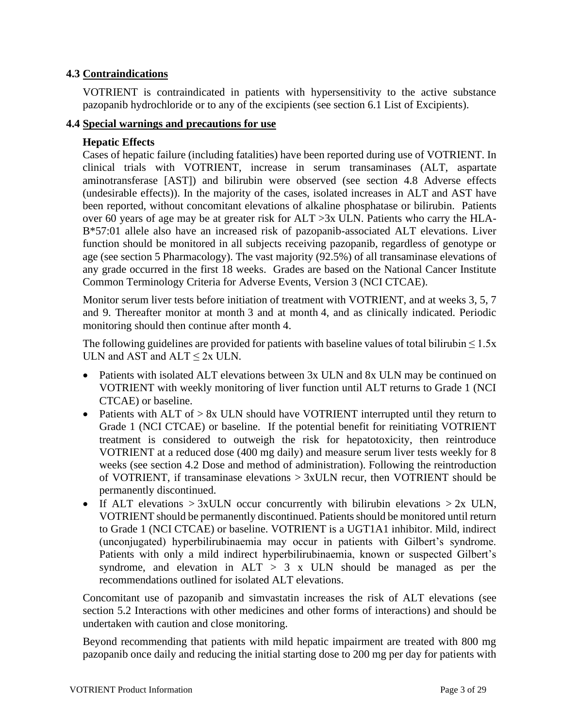## 4.3 Contraindications

VOTRIENT is contraindicated in patients with hypersensitivity to the active substance pazopanib hydrochloride or to any of the excipients (see section 6.1 List of Excipients).

## 4.4 Special warnings and precautions for use

### Hepatic Effects

Cases of hepatic failure (including fatalities) have been reported during use of VOTRIENT. In clinical trials with VOTRIENT, increase in serum transaminases (ALT, aspartate aminotransferase [AST]) and bilirubin were observed (see section 4.8 Adverse effects (undesirable effects)). In the majority of the cases, isolated increases in ALT and AST have been reported, without concomitant elevations of alkaline phosphatase or bilirubin. Patients over 60 years of age may be at greater risk for ALT >3x ULN. Patients who carry the HLA-B*57:01 allele also have an increased risk of pazopanib-associated ALT elevations. Liver function should be monitored in all subjects receiving pazopanib, regardless of genotype or age (see section 5 Pharmacology). The vast majority (92.5%) of all transaminase elevations of any grade occurred in the first 18 weeks. Grades are based on the National Cancer Institute Common Terminology Criteria for Adverse Events, Version 3 (NCI CTCAE).

Monitor serum liver tests before initiation of treatment with VOTRIENT, and at weeks 3, 5, 7 and 9. Thereafter monitor at month 3 and at month 4, and as clinically indicated. Periodic monitoring should then continue after month 4.

The following guidelines are provided for patients with baseline values of total bilirubin ≤ 1.5x ULN and AST and ALT ≤ 2x ULN.

- Patients with isolated ALT elevations between 3x ULN and 8x ULN may be continued on VOTRIENT with weekly monitoring of liver function until ALT returns to Grade 1 (NCI CTCAE) or baseline.
- Patients with ALT of > 8x ULN should have VOTRIENT interrupted until they return to Grade 1 (NCI CTCAE) or baseline. If the potential benefit for reinitiating VOTRIENT treatment is considered to outweigh the risk for hepatotoxicity, then reintroduce VOTRIENT at a reduced dose (400 mg daily) and measure serum liver tests weekly for 8 weeks (see section 4.2 Dose and method of administration). Following the reintroduction of VOTRIENT, if transaminase elevations > 3xULN recur, then VOTRIENT should be permanently discontinued.
- If ALT elevations > 3xULN occur concurrently with bilirubin elevations > 2x ULN, VOTRIENT should be permanently discontinued. Patients should be monitored until return to Grade 1 (NCI CTCAE) or baseline. VOTRIENT is a UGT1A1 inhibitor. Mild, indirect (unconjugated) hyperbilirubinaemia may occur in patients with Gilbert's syndrome. Patients with only a mild indirect hyperbilirubinaemia, known or suspected Gilbert's syndrome, and elevation in ALT > 3 x ULN should be managed as per the recommendations outlined for isolated ALT elevations.

Concomitant use of pazopanib and simvastatin increases the risk of ALT elevations (see section 5.2 Interactions with other medicines and other forms of interactions) and should be undertaken with caution and close monitoring.

Beyond recommending that patients with mild hepatic impairment are treated with 800 mg pazopanib once daily and reducing the initial starting dose to 200 mg per day for patients with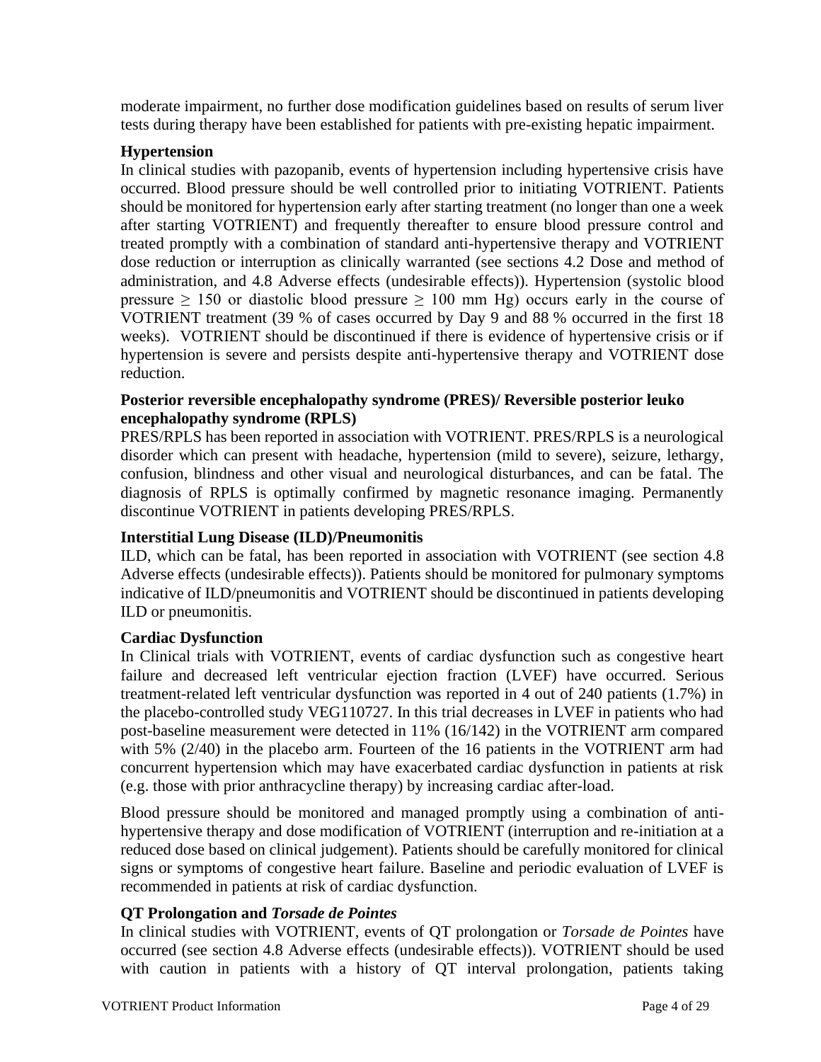moderate impairment, no further dose modification guidelines based on results of serum liver tests during therapy have been established for patients with pre-existing hepatic impairment.

**Hypertension**

In clinical studies with pazopanib, events of hypertension including hypertensive crisis have occurred. Blood pressure should be well controlled prior to initiating VOTRIENT. Patients should be monitored for hypertension early after starting treatment (no longer than one a week after starting VOTRIENT) and frequently thereafter to ensure blood pressure control and treated promptly with a combination of standard anti-hypertensive therapy and VOTRIENT dose reduction or interruption as clinically warranted (see sections 4.2 Dose and method of administration, and 4.8 Adverse effects (undesirable effects)). Hypertension (systolic blood pressure ≥ 150 or diastolic blood pressure ≥ 100 mm Hg) occurs early in the course of VOTRIENT treatment (39 % of cases occurred by Day 9 and 88 % occurred in the first 18 weeks). VOTRIENT should be discontinued if there is evidence of hypertensive crisis or if hypertension is severe and persists despite anti-hypertensive therapy and VOTRIENT dose reduction.

**Posterior reversible encephalopathy syndrome (PRES)/ Reversible posterior leuko encephalopathy syndrome (RPLS)**

PRES/RPLS has been reported in association with VOTRIENT. PRES/RPLS is a neurological disorder which can present with headache, hypertension (mild to severe), seizure, lethargy, confusion, blindness and other visual and neurological disturbances, and can be fatal. The diagnosis of RPLS is optimally confirmed by magnetic resonance imaging. Permanently discontinue VOTRIENT in patients developing PRES/RPLS.

**Interstitial Lung Disease (ILD)/Pneumonitis**

ILD, which can be fatal, has been reported in association with VOTRIENT (see section 4.8 Adverse effects (undesirable effects)). Patients should be monitored for pulmonary symptoms indicative of ILD/pneumonitis and VOTRIENT should be discontinued in patients developing ILD or pneumonitis.

**Cardiac Dysfunction**

In Clinical trials with VOTRIENT, events of cardiac dysfunction such as congestive heart failure and decreased left ventricular ejection fraction (LVEF) have occurred. Serious treatment-related left ventricular dysfunction was reported in 4 out of 240 patients (1.7%) in the placebo-controlled study VEG110727. In this trial decreases in LVEF in patients who had post-baseline measurement were detected in 11% (16/142) in the VOTRIENT arm compared with 5% (2/40) in the placebo arm. Fourteen of the 16 patients in the VOTRIENT arm had concurrent hypertension which may have exacerbated cardiac dysfunction in patients at risk (e.g. those with prior anthracycline therapy) by increasing cardiac after-load.

Blood pressure should be monitored and managed promptly using a combination of anti-hypertensive therapy and dose modification of VOTRIENT (interruption and re-initiation at a reduced dose based on clinical judgement). Patients should be carefully monitored for clinical signs or symptoms of congestive heart failure. Baseline and periodic evaluation of LVEF is recommended in patients at risk of cardiac dysfunction.

**QT Prolongation and *Torsade de Pointes***

In clinical studies with VOTRIENT, events of QT prolongation or *Torsade de Pointes* have occurred (see section 4.8 Adverse effects (undesirable effects)). VOTRIENT should be used with caution in patients with a history of QT interval prolongation, patients taking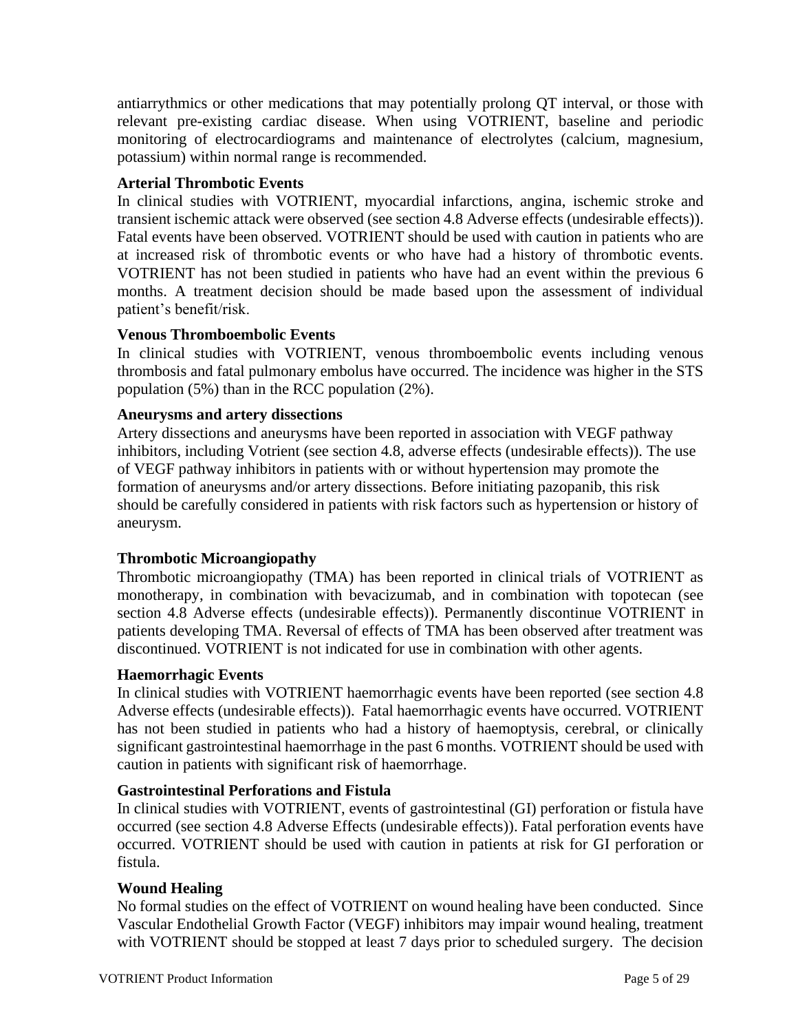antiarrythmics or other medications that may potentially prolong QT interval, or those with relevant pre-existing cardiac disease. When using VOTRIENT, baseline and periodic monitoring of electrocardiograms and maintenance of electrolytes (calcium, magnesium, potassium) within normal range is recommended.

**Arterial Thrombotic Events**

In clinical studies with VOTRIENT, myocardial infarctions, angina, ischemic stroke and transient ischemic attack were observed (see section 4.8 Adverse effects (undesirable effects)). Fatal events have been observed. VOTRIENT should be used with caution in patients who are at increased risk of thrombotic events or who have had a history of thrombotic events. VOTRIENT has not been studied in patients who have had an event within the previous 6 months. A treatment decision should be made based upon the assessment of individual patient's benefit/risk.

**Venous Thromboembolic Events**

In clinical studies with VOTRIENT, venous thromboembolic events including venous thrombosis and fatal pulmonary embolus have occurred. The incidence was higher in the STS population (5%) than in the RCC population (2%).

**Aneurysms and artery dissections**

Artery dissections and aneurysms have been reported in association with VEGF pathway inhibitors, including Votrient (see section 4.8, adverse effects (undesirable effects)). The use of VEGF pathway inhibitors in patients with or without hypertension may promote the formation of aneurysms and/or artery dissections. Before initiating pazopanib, this risk should be carefully considered in patients with risk factors such as hypertension or history of aneurysm.

**Thrombotic Microangiopathy**

Thrombotic microangiopathy (TMA) has been reported in clinical trials of VOTRIENT as monotherapy, in combination with bevacizumab, and in combination with topotecan (see section 4.8 Adverse effects (undesirable effects)). Permanently discontinue VOTRIENT in patients developing TMA. Reversal of effects of TMA has been observed after treatment was discontinued. VOTRIENT is not indicated for use in combination with other agents.

**Haemorrhagic Events**

In clinical studies with VOTRIENT haemorrhagic events have been reported (see section 4.8 Adverse effects (undesirable effects)). Fatal haemorrhagic events have occurred. VOTRIENT has not been studied in patients who had a history of haemoptysis, cerebral, or clinically significant gastrointestinal haemorrhage in the past 6 months. VOTRIENT should be used with caution in patients with significant risk of haemorrhage.

**Gastrointestinal Perforations and Fistula**

In clinical studies with VOTRIENT, events of gastrointestinal (GI) perforation or fistula have occurred (see section 4.8 Adverse Effects (undesirable effects)). Fatal perforation events have occurred. VOTRIENT should be used with caution in patients at risk for GI perforation or fistula.

**Wound Healing**

No formal studies on the effect of VOTRIENT on wound healing have been conducted. Since Vascular Endothelial Growth Factor (VEGF) inhibitors may impair wound healing, treatment with VOTRIENT should be stopped at least 7 days prior to scheduled surgery. The decision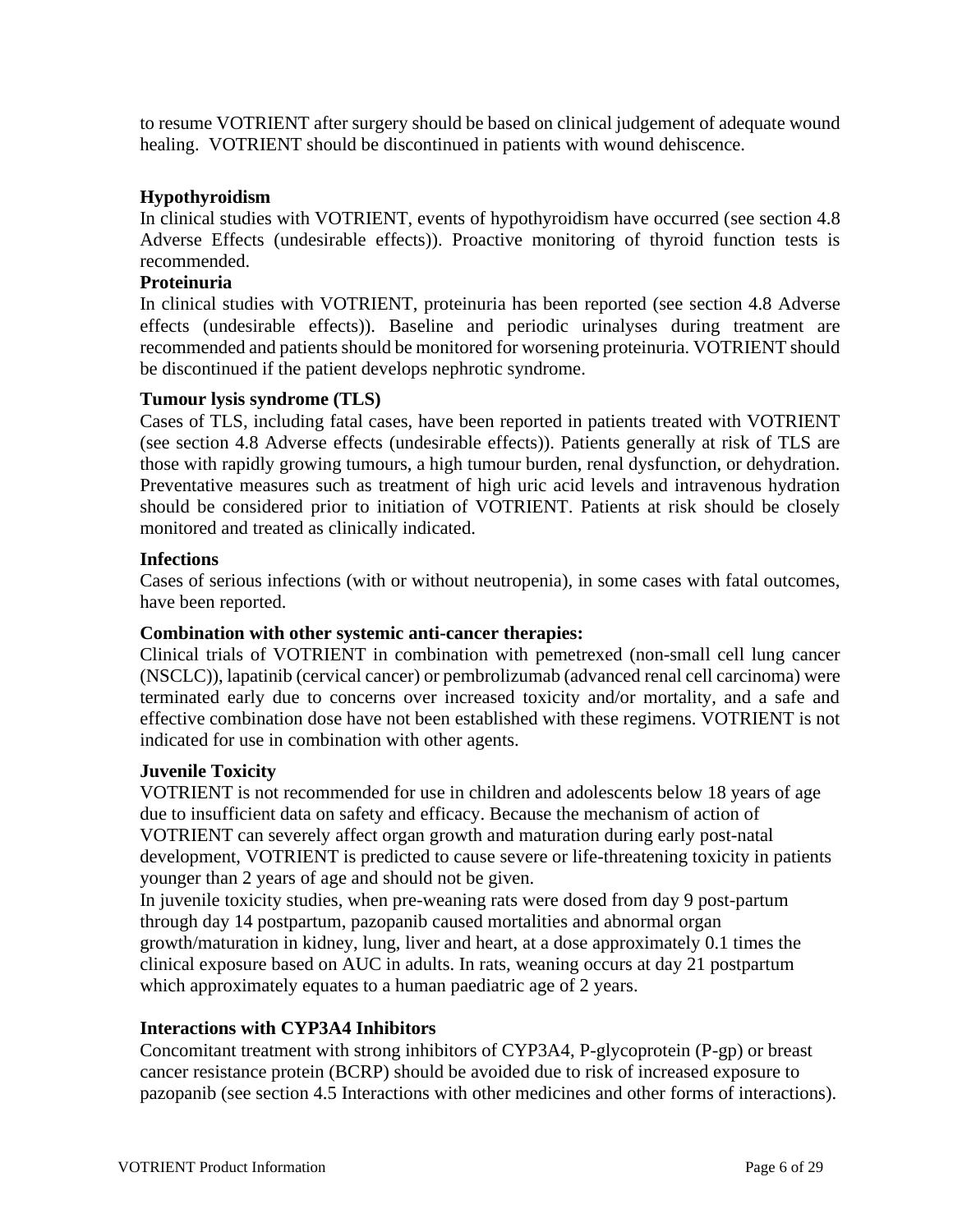to resume VOTRIENT after surgery should be based on clinical judgement of adequate wound healing. VOTRIENT should be discontinued in patients with wound dehiscence.

**Hypothyroidism**

In clinical studies with VOTRIENT, events of hypothyroidism have occurred (see section 4.8 Adverse Effects (undesirable effects)). Proactive monitoring of thyroid function tests is recommended.

**Proteinuria**

In clinical studies with VOTRIENT, proteinuria has been reported (see section 4.8 Adverse effects (undesirable effects)). Baseline and periodic urinalyses during treatment are recommended and patients should be monitored for worsening proteinuria. VOTRIENT should be discontinued if the patient develops nephrotic syndrome.

**Tumour lysis syndrome (TLS)**

Cases of TLS, including fatal cases, have been reported in patients treated with VOTRIENT (see section 4.8 Adverse effects (undesirable effects)). Patients generally at risk of TLS are those with rapidly growing tumours, a high tumour burden, renal dysfunction, or dehydration. Preventative measures such as treatment of high uric acid levels and intravenous hydration should be considered prior to initiation of VOTRIENT. Patients at risk should be closely monitored and treated as clinically indicated.

**Infections**

Cases of serious infections (with or without neutropenia), in some cases with fatal outcomes, have been reported.

**Combination with other systemic anti-cancer therapies:**

Clinical trials of VOTRIENT in combination with pemetrexed (non-small cell lung cancer (NSCLC)), lapatinib (cervical cancer) or pembrolizumab (advanced renal cell carcinoma) were terminated early due to concerns over increased toxicity and/or mortality, and a safe and effective combination dose have not been established with these regimens. VOTRIENT is not indicated for use in combination with other agents.

**Juvenile Toxicity**

VOTRIENT is not recommended for use in children and adolescents below 18 years of age due to insufficient data on safety and efficacy. Because the mechanism of action of VOTRIENT can severely affect organ growth and maturation during early post-natal development, VOTRIENT is predicted to cause severe or life-threatening toxicity in patients younger than 2 years of age and should not be given.

In juvenile toxicity studies, when pre-weaning rats were dosed from day 9 post-partum through day 14 postpartum, pazopanib caused mortalities and abnormal organ growth/maturation in kidney, lung, liver and heart, at a dose approximately 0.1 times the clinical exposure based on AUC in adults. In rats, weaning occurs at day 21 postpartum which approximately equates to a human paediatric age of 2 years.

**Interactions with CYP3A4 Inhibitors**

Concomitant treatment with strong inhibitors of CYP3A4, P-glycoprotein (P-gp) or breast cancer resistance protein (BCRP) should be avoided due to risk of increased exposure to pazopanib (see section 4.5 Interactions with other medicines and other forms of interactions).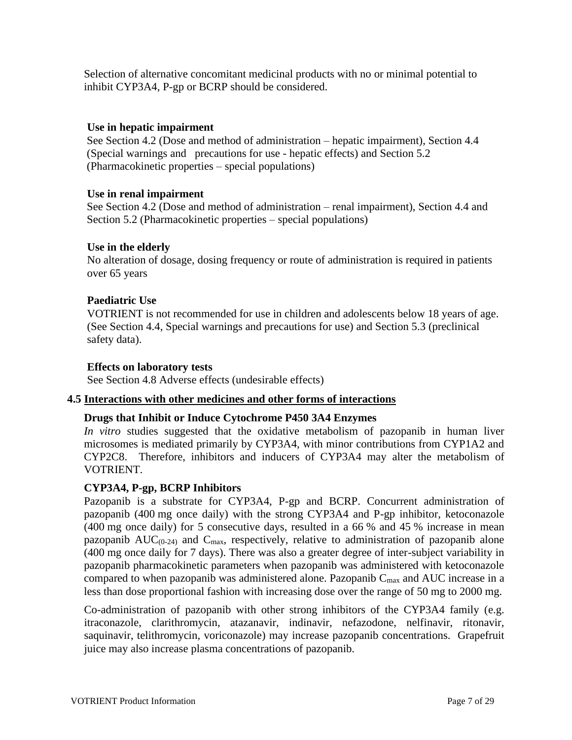Selection of alternative concomitant medicinal products with no or minimal potential to inhibit CYP3A4, P-gp or BCRP should be considered.

**Use in hepatic impairment**

See Section 4.2 (Dose and method of administration – hepatic impairment), Section 4.4 (Special warnings and precautions for use - hepatic effects) and Section 5.2 (Pharmacokinetic properties – special populations)

**Use in renal impairment**

See Section 4.2 (Dose and method of administration – renal impairment), Section 4.4 and Section 5.2 (Pharmacokinetic properties – special populations)

**Use in the elderly**

No alteration of dosage, dosing frequency or route of administration is required in patients over 65 years

**Paediatric Use**

VOTRIENT is not recommended for use in children and adolescents below 18 years of age. (See Section 4.4, Special warnings and precautions for use) and Section 5.3 (preclinical safety data).

**Effects on laboratory tests**

See Section 4.8 Adverse effects (undesirable effects)

## 4.5 Interactions with other medicines and other forms of interactions

**Drugs that Inhibit or Induce Cytochrome P450 3A4 Enzymes**

*In vitro* studies suggested that the oxidative metabolism of pazopanib in human liver microsomes is mediated primarily by CYP3A4, with minor contributions from CYP1A2 and CYP2C8. Therefore, inhibitors and inducers of CYP3A4 may alter the metabolism of VOTRIENT.

**CYP3A4, P-gp, BCRP Inhibitors**

Pazopanib is a substrate for CYP3A4, P-gp and BCRP. Concurrent administration of pazopanib (400 mg once daily) with the strong CYP3A4 and P-gp inhibitor, ketoconazole (400 mg once daily) for 5 consecutive days, resulted in a 66 % and 45 % increase in mean pazopanib $AUC_{(0-24)}$ and $C_{max}$, respectively, relative to administration of pazopanib alone (400 mg once daily for 7 days). There was also a greater degree of inter-subject variability in pazopanib pharmacokinetic parameters when pazopanib was administered with ketoconazole compared to when pazopanib was administered alone. Pazopanib $C_{max}$ and AUC increase in a less than dose proportional fashion with increasing dose over the range of 50 mg to 2000 mg.

Co-administration of pazopanib with other strong inhibitors of the CYP3A4 family (e.g. itraconazole, clarithromycin, atazanavir, indinavir, nefazodone, nelfinavir, ritonavir, saquinavir, telithromycin, voriconazole) may increase pazopanib concentrations. Grapefruit juice may also increase plasma concentrations of pazopanib.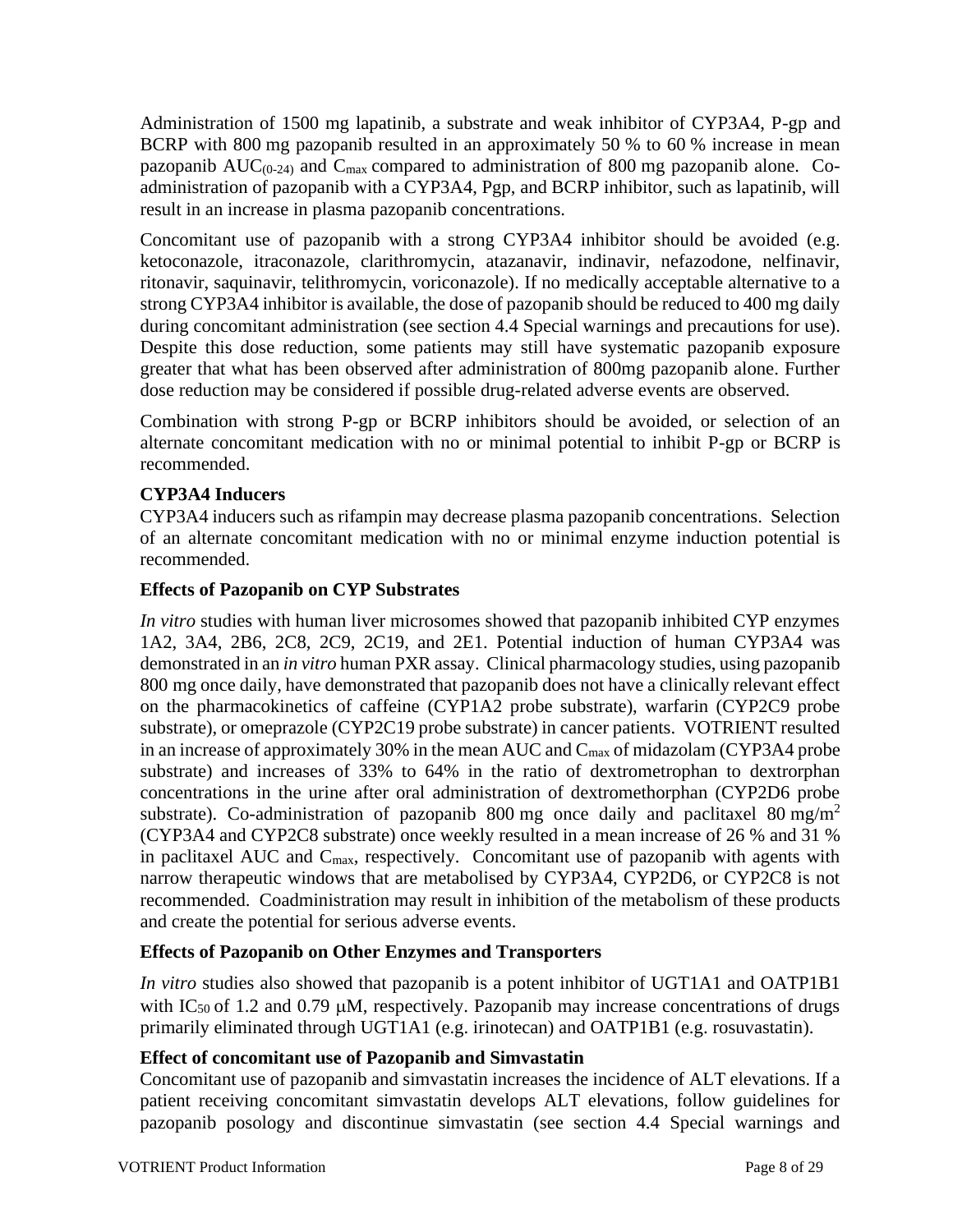Administration of 1500 mg lapatinib, a substrate and weak inhibitor of CYP3A4, P-gp and BCRP with 800 mg pazopanib resulted in an approximately 50 % to 60 % increase in mean pazopanib $AUC_{(0-24)}$ and $C_{max}$ compared to administration of 800 mg pazopanib alone. Co-administration of pazopanib with a CYP3A4, Pgp, and BCRP inhibitor, such as lapatinib, will result in an increase in plasma pazopanib concentrations.

Concomitant use of pazopanib with a strong CYP3A4 inhibitor should be avoided (e.g. ketoconazole, itraconazole, clarithromycin, atazanavir, indinavir, nefazodone, nelfinavir, ritonavir, saquinavir, telithromycin, voriconazole). If no medically acceptable alternative to a strong CYP3A4 inhibitor is available, the dose of pazopanib should be reduced to 400 mg daily during concomitant administration (see section 4.4 Special warnings and precautions for use). Despite this dose reduction, some patients may still have systematic pazopanib exposure greater that what has been observed after administration of 800mg pazopanib alone. Further dose reduction may be considered if possible drug-related adverse events are observed.

Combination with strong P-gp or BCRP inhibitors should be avoided, or selection of an alternate concomitant medication with no or minimal potential to inhibit P-gp or BCRP is recommended.

**CYP3A4 Inducers**

CYP3A4 inducers such as rifampin may decrease plasma pazopanib concentrations. Selection of an alternate concomitant medication with no or minimal enzyme induction potential is recommended.

**Effects of Pazopanib on CYP Substrates**

*In vitro* studies with human liver microsomes showed that pazopanib inhibited CYP enzymes 1A2, 3A4, 2B6, 2C8, 2C9, 2C19, and 2E1. Potential induction of human CYP3A4 was demonstrated in an *in vitro* human PXR assay. Clinical pharmacology studies, using pazopanib 800 mg once daily, have demonstrated that pazopanib does not have a clinically relevant effect on the pharmacokinetics of caffeine (CYP1A2 probe substrate), warfarin (CYP2C9 probe substrate), or omeprazole (CYP2C19 probe substrate) in cancer patients. VOTRIENT resulted in an increase of approximately 30% in the mean AUC and $C_{max}$ of midazolam (CYP3A4 probe substrate) and increases of 33% to 64% in the ratio of dextrometrophan to dextrorphan concentrations in the urine after oral administration of dextromethorphan (CYP2D6 probe substrate). Co-administration of pazopanib 800 mg once daily and paclitaxel 80 mg/$m^2$ (CYP3A4 and CYP2C8 substrate) once weekly resulted in a mean increase of 26 % and 31 % in paclitaxel AUC and $C_{max}$, respectively. Concomitant use of pazopanib with agents with narrow therapeutic windows that are metabolised by CYP3A4, CYP2D6, or CYP2C8 is not recommended. Coadministration may result in inhibition of the metabolism of these products and create the potential for serious adverse events.

**Effects of Pazopanib on Other Enzymes and Transporters**

*In vitro* studies also showed that pazopanib is a potent inhibitor of UGT1A1 and OATP1B1 with $IC_{50}$ of 1.2 and 0.79 μM, respectively. Pazopanib may increase concentrations of drugs primarily eliminated through UGT1A1 (e.g. irinotecan) and OATP1B1 (e.g. rosuvastatin).

**Effect of concomitant use of Pazopanib and Simvastatin**

Concomitant use of pazopanib and simvastatin increases the incidence of ALT elevations. If a patient receiving concomitant simvastatin develops ALT elevations, follow guidelines for pazopanib posology and discontinue simvastatin (see section 4.4 Special warnings and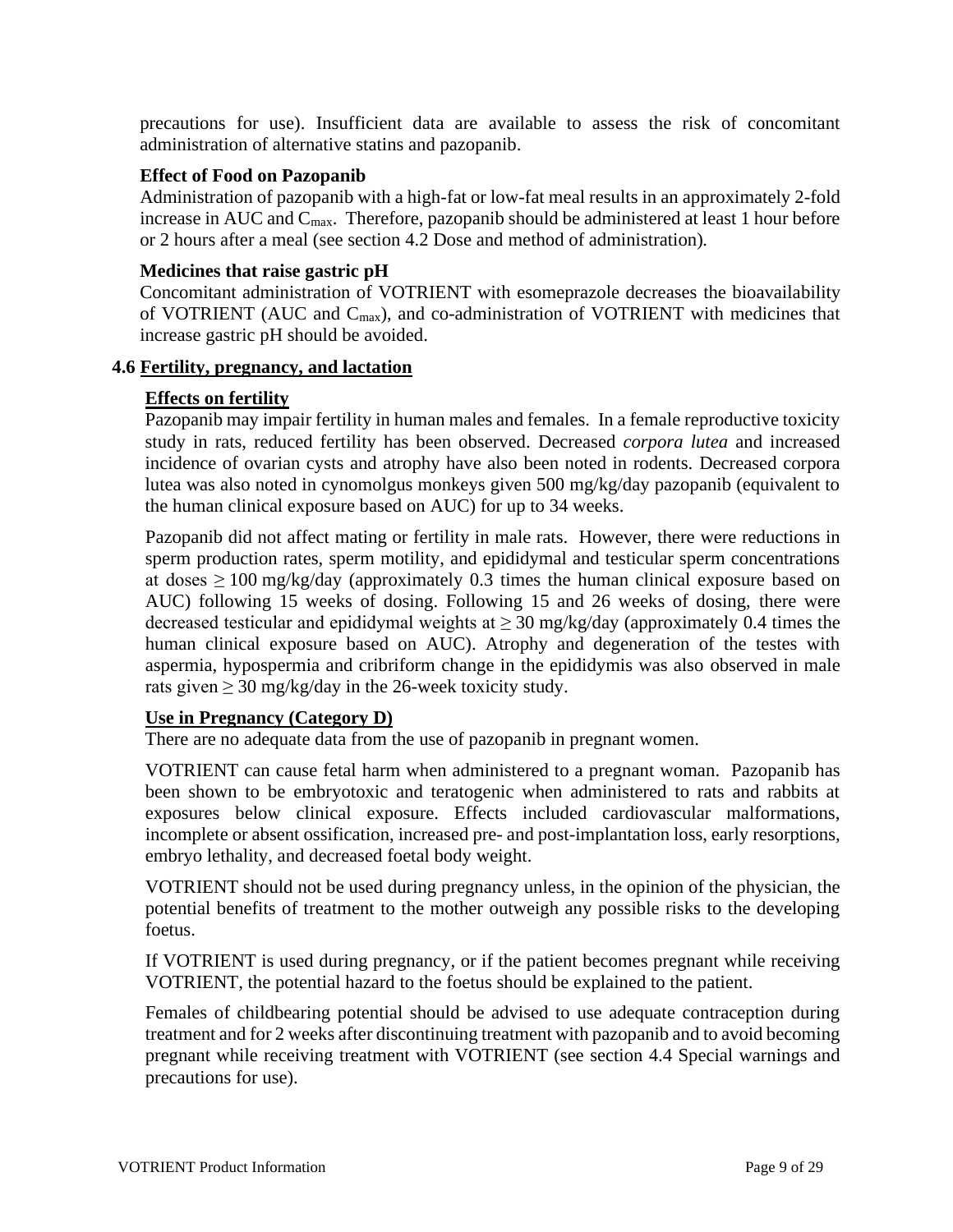precautions for use). Insufficient data are available to assess the risk of concomitant administration of alternative statins and pazopanib.

**Effect of Food on Pazopanib**

Administration of pazopanib with a high-fat or low-fat meal results in an approximately 2-fold increase in AUC and $C_{max}$. Therefore, pazopanib should be administered at least 1 hour before or 2 hours after a meal (see section 4.2 Dose and method of administration).

**Medicines that raise gastric pH**

Concomitant administration of VOTRIENT with esomeprazole decreases the bioavailability of VOTRIENT (AUC and $C_{max}$), and co-administration of VOTRIENT with medicines that increase gastric pH should be avoided.

## 4.6 Fertility, pregnancy, and lactation

### Effects on fertility

Pazopanib may impair fertility in human males and females. In a female reproductive toxicity study in rats, reduced fertility has been observed. Decreased *corpora lutea* and increased incidence of ovarian cysts and atrophy have also been noted in rodents. Decreased corpora lutea was also noted in cynomolgus monkeys given 500 mg/kg/day pazopanib (equivalent to the human clinical exposure based on AUC) for up to 34 weeks.

Pazopanib did not affect mating or fertility in male rats. However, there were reductions in sperm production rates, sperm motility, and epididymal and testicular sperm concentrations at doses ≥ 100 mg/kg/day (approximately 0.3 times the human clinical exposure based on AUC) following 15 weeks of dosing. Following 15 and 26 weeks of dosing, there were decreased testicular and epididymal weights at ≥ 30 mg/kg/day (approximately 0.4 times the human clinical exposure based on AUC). Atrophy and degeneration of the testes with aspermia, hypospermia and cribriform change in the epididymis was also observed in male rats given ≥ 30 mg/kg/day in the 26-week toxicity study.

### Use in Pregnancy (Category D)

There are no adequate data from the use of pazopanib in pregnant women.

VOTRIENT can cause fetal harm when administered to a pregnant woman. Pazopanib has been shown to be embryotoxic and teratogenic when administered to rats and rabbits at exposures below clinical exposure. Effects included cardiovascular malformations, incomplete or absent ossification, increased pre- and post-implantation loss, early resorptions, embryo lethality, and decreased foetal body weight.

VOTRIENT should not be used during pregnancy unless, in the opinion of the physician, the potential benefits of treatment to the mother outweigh any possible risks to the developing foetus.

If VOTRIENT is used during pregnancy, or if the patient becomes pregnant while receiving VOTRIENT, the potential hazard to the foetus should be explained to the patient.

Females of childbearing potential should be advised to use adequate contraception during treatment and for 2 weeks after discontinuing treatment with pazopanib and to avoid becoming pregnant while receiving treatment with VOTRIENT (see section 4.4 Special warnings and precautions for use).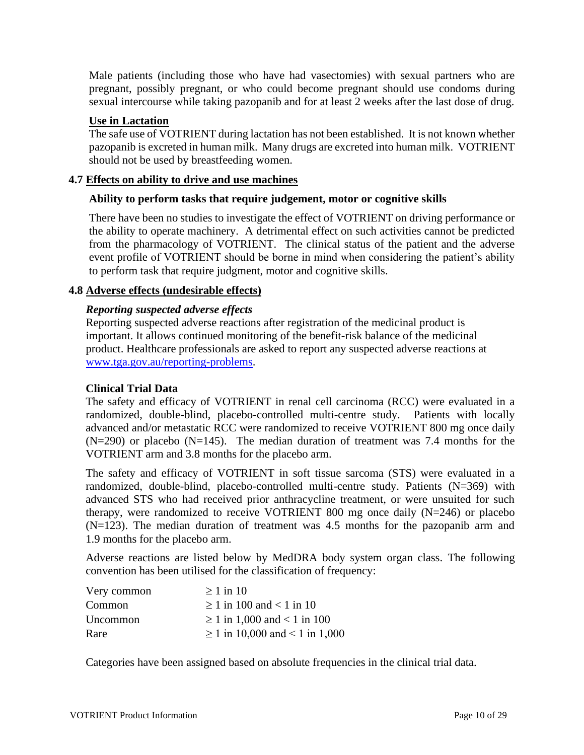Male patients (including those who have had vasectomies) with sexual partners who are pregnant, possibly pregnant, or who could become pregnant should use condoms during sexual intercourse while taking pazopanib and for at least 2 weeks after the last dose of drug.

**Use in Lactation**

The safe use of VOTRIENT during lactation has not been established. It is not known whether pazopanib is excreted in human milk. Many drugs are excreted into human milk. VOTRIENT should not be used by breastfeeding women.

## 4.7 Effects on ability to drive and use machines

**Ability to perform tasks that require judgement, motor or cognitive skills**

There have been no studies to investigate the effect of VOTRIENT on driving performance or the ability to operate machinery. A detrimental effect on such activities cannot be predicted from the pharmacology of VOTRIENT. The clinical status of the patient and the adverse event profile of VOTRIENT should be borne in mind when considering the patient's ability to perform task that require judgment, motor and cognitive skills.

## 4.8 Adverse effects (undesirable effects)

***Reporting suspected adverse effects***

Reporting suspected adverse reactions after registration of the medicinal product is important. It allows continued monitoring of the benefit-risk balance of the medicinal product. Healthcare professionals are asked to report any suspected adverse reactions at www.tga.gov.au/reporting-problems.

**Clinical Trial Data**

The safety and efficacy of VOTRIENT in renal cell carcinoma (RCC) were evaluated in a randomized, double-blind, placebo-controlled multi-centre study. Patients with locally advanced and/or metastatic RCC were randomized to receive VOTRIENT 800 mg once daily (N=290) or placebo (N=145). The median duration of treatment was 7.4 months for the VOTRIENT arm and 3.8 months for the placebo arm.

The safety and efficacy of VOTRIENT in soft tissue sarcoma (STS) were evaluated in a randomized, double-blind, placebo-controlled multi-centre study. Patients (N=369) with advanced STS who had received prior anthracycline treatment, or were unsuited for such therapy, were randomized to receive VOTRIENT 800 mg once daily (N=246) or placebo (N=123). The median duration of treatment was 4.5 months for the pazopanib arm and 1.9 months for the placebo arm.

Adverse reactions are listed below by MedDRA body system organ class. The following convention has been utilised for the classification of frequency:

| | |
|---|---|
| Very common | $\geq$ 1 in 10 |
| Common | $\geq$ 1 in 100 and < 1 in 10 |
| Uncommon | $\geq$ 1 in 1,000 and < 1 in 100 |
| Rare | $\geq$ 1 in 10,000 and < 1 in 1,000 |

Categories have been assigned based on absolute frequencies in the clinical trial data.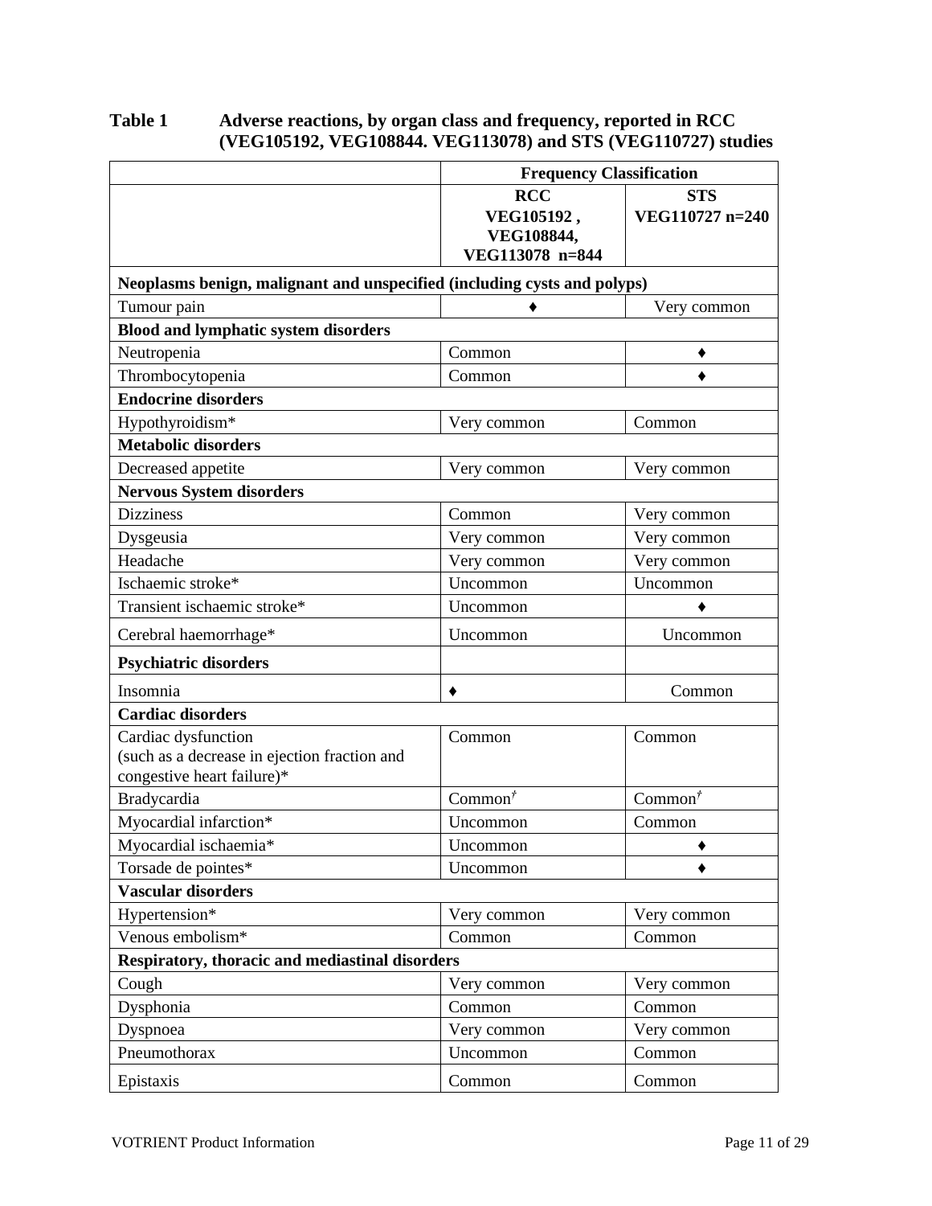**Table 1 Adverse reactions, by organ class and frequency, reported in RCC (VEG105192, VEG108844. VEG113078) and STS (VEG110727) studies**

| | Frequency Classification | |
|---|---|---|
| | **RCC VEG105192 , VEG108844, VEG113078 n=844** | **STS VEG110727 n=240** |
| **Neoplasms benign, malignant and unspecified (including cysts and polyps)** | | |
| Tumour pain | ♦ | Very common |
| **Blood and lymphatic system disorders** | | |
| Neutropenia | Common | ♦ |
| Thrombocytopenia | Common | ♦ |
| **Endocrine disorders** | | |
| Hypothyroidism* | Very common | Common |
| **Metabolic disorders** | | |
| Decreased appetite | Very common | Very common |
| **Nervous System disorders** | | |
| Dizziness | Common | Very common |
| Dysgeusia | Very common | Very common |
| Headache | Very common | Very common |
| Ischaemic stroke* | Uncommon | Uncommon |
| Transient ischaemic stroke* | Uncommon | ♦ |
| Cerebral haemorrhage* | Uncommon | Uncommon |
| **Psychiatric disorders** | | |
| Insomnia | ♦ | Common |
| **Cardiac disorders** | | |
| Cardiac dysfunction (such as a decrease in ejection fraction and congestive heart failure)* | Common | Common |
| Bradycardia | Common[†] | Common[†] |
| Myocardial infarction* | Uncommon | Common |
| Myocardial ischaemia* | Uncommon | ♦ |
| Torsade de pointes* | Uncommon | ♦ |
| **Vascular disorders** | | |
| Hypertension* | Very common | Very common |
| Venous embolism* | Common | Common |
| **Respiratory, thoracic and mediastinal disorders** | | |
| Cough | Very common | Very common |
| Dysphonia | Common | Common |
| Dyspnoea | Very common | Very common |
| Pneumothorax | Uncommon | Common |
| Epistaxis | Common | Common |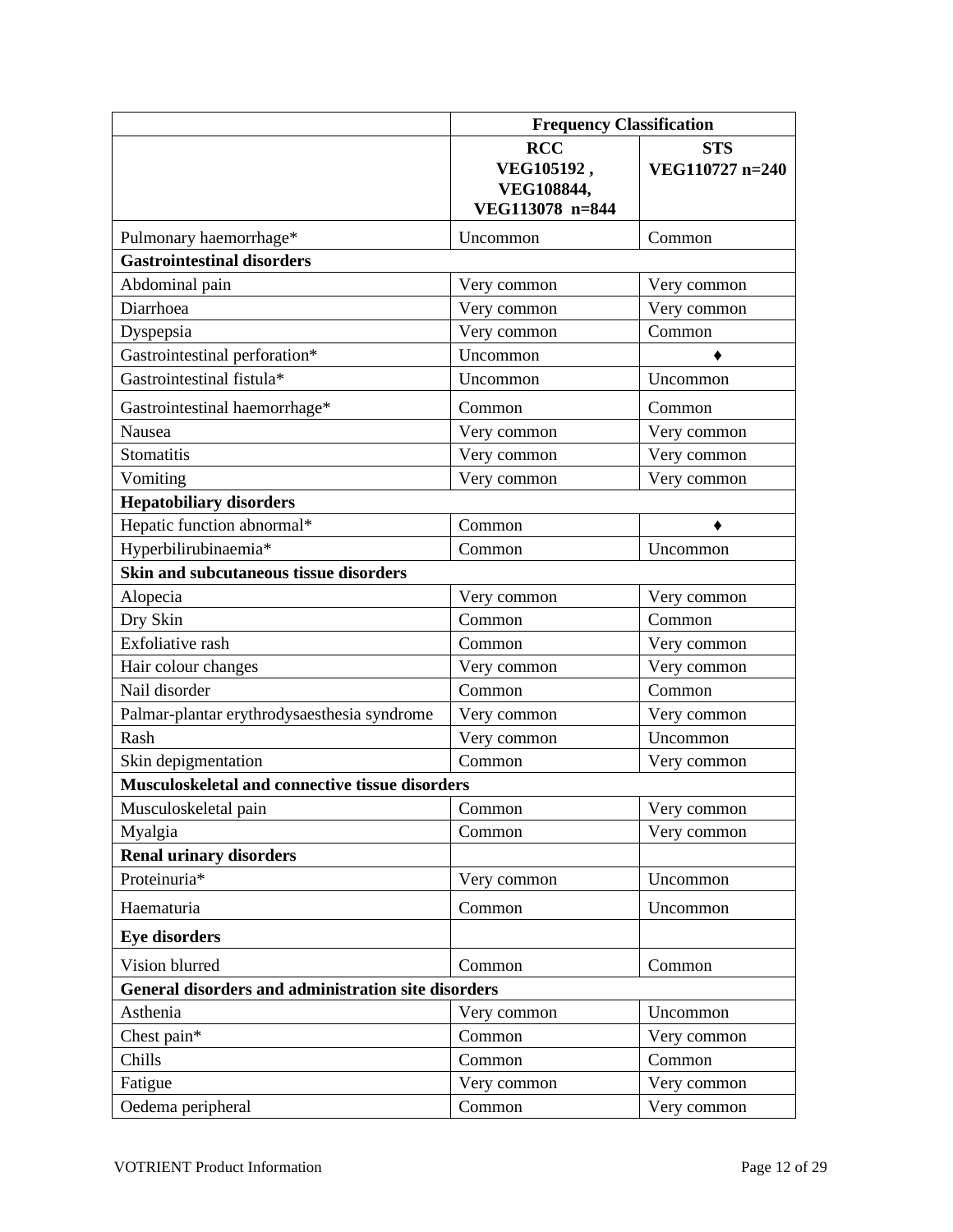| | Frequency Classification | |
|---|---|---|
| | **RCC VEG105192 , VEG108844, VEG113078 n=844** | **STS VEG110727 n=240** |
| Pulmonary haemorrhage* | Uncommon | Common |
| **Gastrointestinal disorders** | | |
| Abdominal pain | Very common | Very common |
| Diarrhoea | Very common | Very common |
| Dyspepsia | Very common | Common |
| Gastrointestinal perforation* | Uncommon | ♦ |
| Gastrointestinal fistula* | Uncommon | Uncommon |
| Gastrointestinal haemorrhage* | Common | Common |
| Nausea | Very common | Very common |
| Stomatitis | Very common | Very common |
| Vomiting | Very common | Very common |
| **Hepatobiliary disorders** | | |
| Hepatic function abnormal* | Common | ♦ |
| Hyperbilirubinaemia* | Common | Uncommon |
| **Skin and subcutaneous tissue disorders** | | |
| Alopecia | Very common | Very common |
| Dry Skin | Common | Common |
| Exfoliative rash | Common | Very common |
| Hair colour changes | Very common | Very common |
| Nail disorder | Common | Common |
| Palmar-plantar erythrodysaesthesia syndrome | Very common | Very common |
| Rash | Very common | Uncommon |
| Skin depigmentation | Common | Very common |
| **Musculoskeletal and connective tissue disorders** | | |
| Musculoskeletal pain | Common | Very common |
| Myalgia | Common | Very common |
| **Renal urinary disorders** | | |
| Proteinuria* | Very common | Uncommon |
| Haematuria | Common | Uncommon |
| **Eye disorders** | | |
| Vision blurred | Common | Common |
| **General disorders and administration site disorders** | | |
| Asthenia | Very common | Uncommon |
| Chest pain* | Common | Very common |
| Chills | Common | Common |
| Fatigue | Very common | Very common |
| Oedema peripheral | Common | Very common |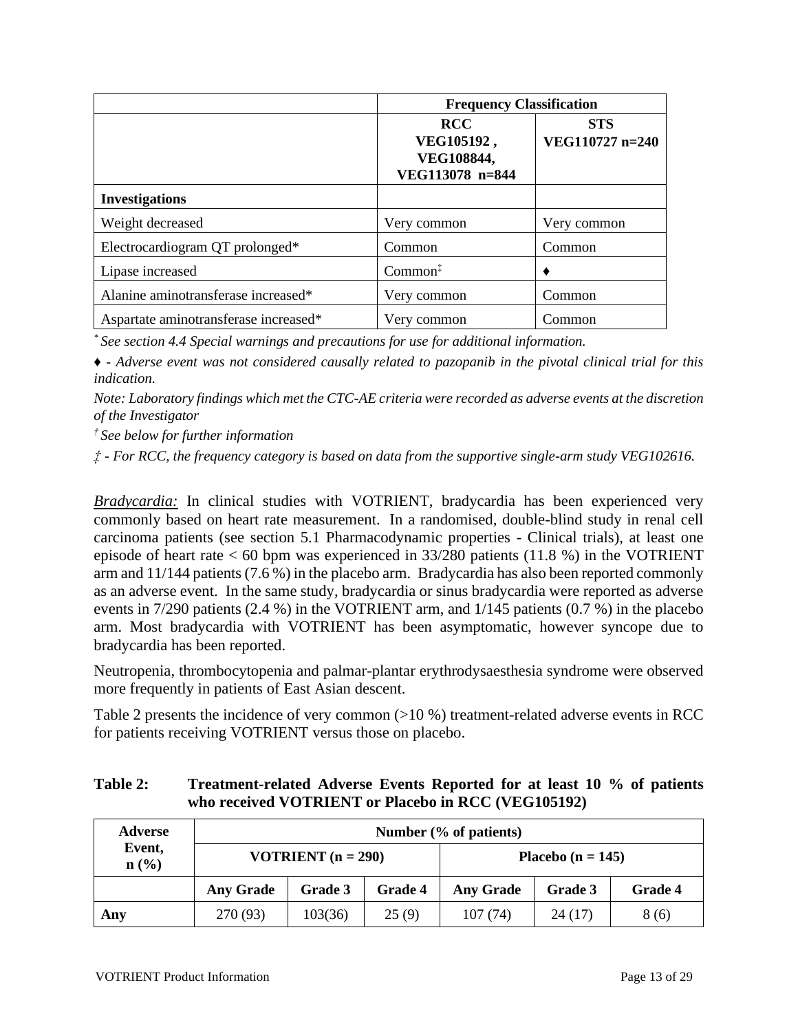| | Frequency Classification | |
|---|---|---|
| | RCC VEG105192 , VEG108844, VEG113078 n=844 | STS VEG110727 n=240 |
| **Investigations** | | |
| Weight decreased | Very common | Very common |
| Electrocardiogram QT prolonged* | Common | Common |
| Lipase increased | Common‡ | ♦ |
| Alanine aminotransferase increased* | Very common | Common |
| Aspartate aminotransferase increased* | Very common | Common |

*\* See section 4.4 Special warnings and precautions for use for additional information.*

*♦ - Adverse event was not considered causally related to pazopanib in the pivotal clinical trial for this indication.*

*Note: Laboratory findings which met the CTC-AE criteria were recorded as adverse events at the discretion of the Investigator*

*† See below for further information*

*‡ - For RCC, the frequency category is based on data from the supportive single-arm study VEG102616.*

*Bradycardia:* In clinical studies with VOTRIENT, bradycardia has been experienced very commonly based on heart rate measurement. In a randomised, double-blind study in renal cell carcinoma patients (see section 5.1 Pharmacodynamic properties - Clinical trials), at least one episode of heart rate < 60 bpm was experienced in 33/280 patients (11.8 %) in the VOTRIENT arm and 11/144 patients (7.6 %) in the placebo arm. Bradycardia has also been reported commonly as an adverse event. In the same study, bradycardia or sinus bradycardia were reported as adverse events in 7/290 patients (2.4 %) in the VOTRIENT arm, and 1/145 patients (0.7 %) in the placebo arm. Most bradycardia with VOTRIENT has been asymptomatic, however syncope due to bradycardia has been reported.

Neutropenia, thrombocytopenia and palmar-plantar erythrodysaesthesia syndrome were observed more frequently in patients of East Asian descent.

Table 2 presents the incidence of very common (>10 %) treatment-related adverse events in RCC for patients receiving VOTRIENT versus those on placebo.

**Table 2: Treatment-related Adverse Events Reported for at least 10 % of patients who received VOTRIENT or Placebo in RCC (VEG105192)**

| Adverse Event, n (%) | Number (% of patients) | | | | | |
|---|---|---|---|---|---|---|
| | VOTRIENT (n = 290) | | | Placebo (n = 145) | | |
| | Any Grade | Grade 3 | Grade 4 | Any Grade | Grade 3 | Grade 4 |
| **Any** | 270 (93) | 103(36) | 25 (9) | 107 (74) | 24 (17) | 8 (6) |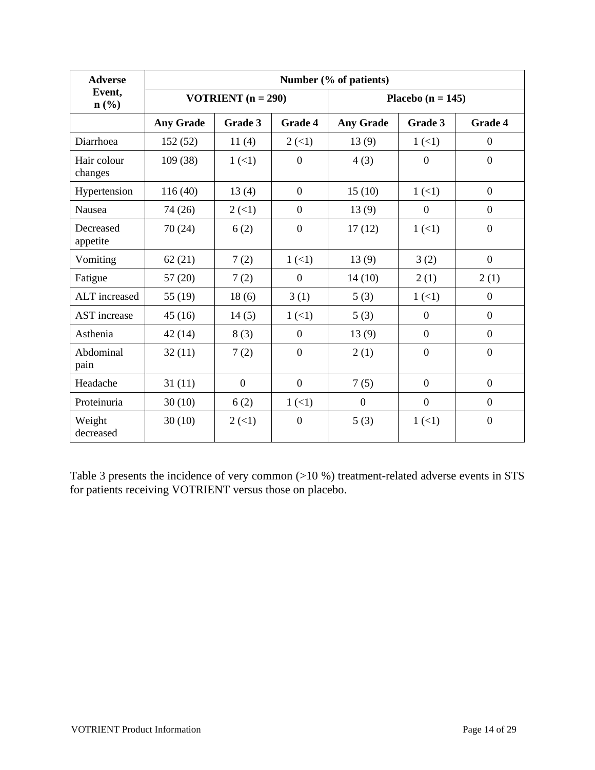| Adverse Event, n (%) | Number (% of patients) | | | | | |
|---|---|---|---|---|---|---|
| | VOTRIENT (n = 290) | | | Placebo (n = 145) | | |
| | Any Grade | Grade 3 | Grade 4 | Any Grade | Grade 3 | Grade 4 |
| Diarrhoea | 152 (52) | 11 (4) | 2 (<1) | 13 (9) | 1 (<1) | 0 |
| Hair colour changes | 109 (38) | 1 (<1) | 0 | 4 (3) | 0 | 0 |
| Hypertension | 116 (40) | 13 (4) | 0 | 15 (10) | 1 (<1) | 0 |
| Nausea | 74 (26) | 2 (<1) | 0 | 13 (9) | 0 | 0 |
| Decreased appetite | 70 (24) | 6 (2) | 0 | 17 (12) | 1 (<1) | 0 |
| Vomiting | 62 (21) | 7 (2) | 1 (<1) | 13 (9) | 3 (2) | 0 |
| Fatigue | 57 (20) | 7 (2) | 0 | 14 (10) | 2 (1) | 2 (1) |
| ALT increased | 55 (19) | 18 (6) | 3 (1) | 5 (3) | 1 (<1) | 0 |
| AST increase | 45 (16) | 14 (5) | 1 (<1) | 5 (3) | 0 | 0 |
| Asthenia | 42 (14) | 8 (3) | 0 | 13 (9) | 0 | 0 |
| Abdominal pain | 32 (11) | 7 (2) | 0 | 2 (1) | 0 | 0 |
| Headache | 31 (11) | 0 | 0 | 7 (5) | 0 | 0 |
| Proteinuria | 30 (10) | 6 (2) | 1 (<1) | 0 | 0 | 0 |
| Weight decreased | 30 (10) | 2 (<1) | 0 | 5 (3) | 1 (<1) | 0 |

Table 3 presents the incidence of very common (>10 %) treatment-related adverse events in STS for patients receiving VOTRIENT versus those on placebo.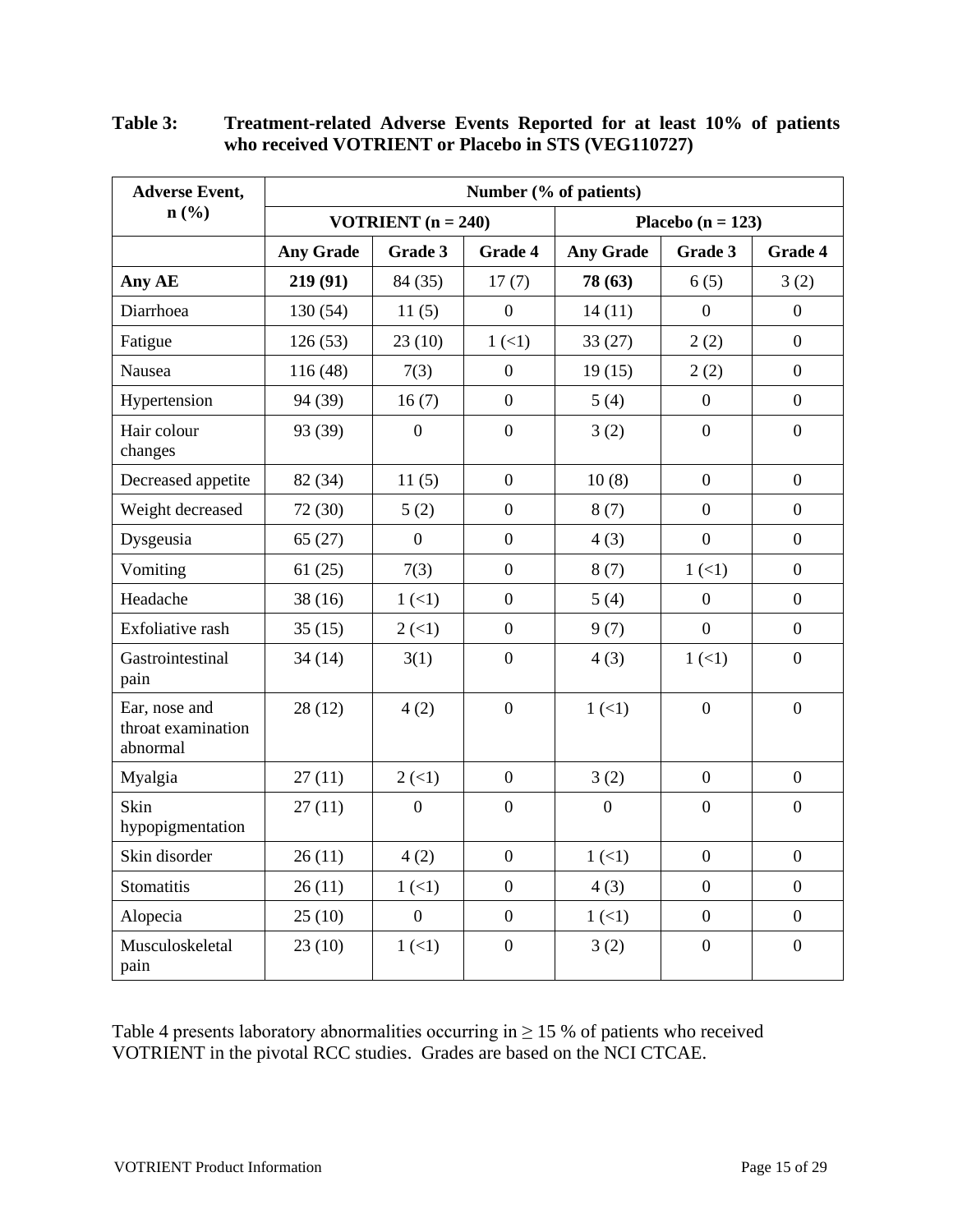**Table 3: Treatment-related Adverse Events Reported for at least 10% of patients who received VOTRIENT or Placebo in STS (VEG110727)**

| Adverse Event, n (%) | Number (% of patients) | | | | | |
|---|---|---|---|---|---|---|
| | VOTRIENT (n = 240) | | | Placebo (n = 123) | | |
| | Any Grade | Grade 3 | Grade 4 | Any Grade | Grade 3 | Grade 4 |
| **Any AE** | **219 (91)** | 84 (35) | 17 (7) | **78 (63)** | 6 (5) | 3 (2) |
| Diarrhoea | 130 (54) | 11 (5) | 0 | 14 (11) | 0 | 0 |
| Fatigue | 126 (53) | 23 (10) | 1 (<1) | 33 (27) | 2 (2) | 0 |
| Nausea | 116 (48) | 7(3) | 0 | 19 (15) | 2 (2) | 0 |
| Hypertension | 94 (39) | 16 (7) | 0 | 5 (4) | 0 | 0 |
| Hair colour changes | 93 (39) | 0 | 0 | 3 (2) | 0 | 0 |
| Decreased appetite | 82 (34) | 11 (5) | 0 | 10 (8) | 0 | 0 |
| Weight decreased | 72 (30) | 5 (2) | 0 | 8 (7) | 0 | 0 |
| Dysgeusia | 65 (27) | 0 | 0 | 4 (3) | 0 | 0 |
| Vomiting | 61 (25) | 7(3) | 0 | 8 (7) | 1 (<1) | 0 |
| Headache | 38 (16) | 1 (<1) | 0 | 5 (4) | 0 | 0 |
| Exfoliative rash | 35 (15) | 2 (<1) | 0 | 9 (7) | 0 | 0 |
| Gastrointestinal pain | 34 (14) | 3(1) | 0 | 4 (3) | 1 (<1) | 0 |
| Ear, nose and throat examination abnormal | 28 (12) | 4 (2) | 0 | 1 (<1) | 0 | 0 |
| Myalgia | 27 (11) | 2 (<1) | 0 | 3 (2) | 0 | 0 |
| Skin hypopigmentation | 27 (11) | 0 | 0 | 0 | 0 | 0 |
| Skin disorder | 26 (11) | 4 (2) | 0 | 1 (<1) | 0 | 0 |
| Stomatitis | 26 (11) | 1 (<1) | 0 | 4 (3) | 0 | 0 |
| Alopecia | 25 (10) | 0 | 0 | 1 (<1) | 0 | 0 |
| Musculoskeletal pain | 23 (10) | 1 (<1) | 0 | 3 (2) | 0 | 0 |

Table 4 presents laboratory abnormalities occurring in ≥ 15 % of patients who received VOTRIENT in the pivotal RCC studies. Grades are based on the NCI CTCAE.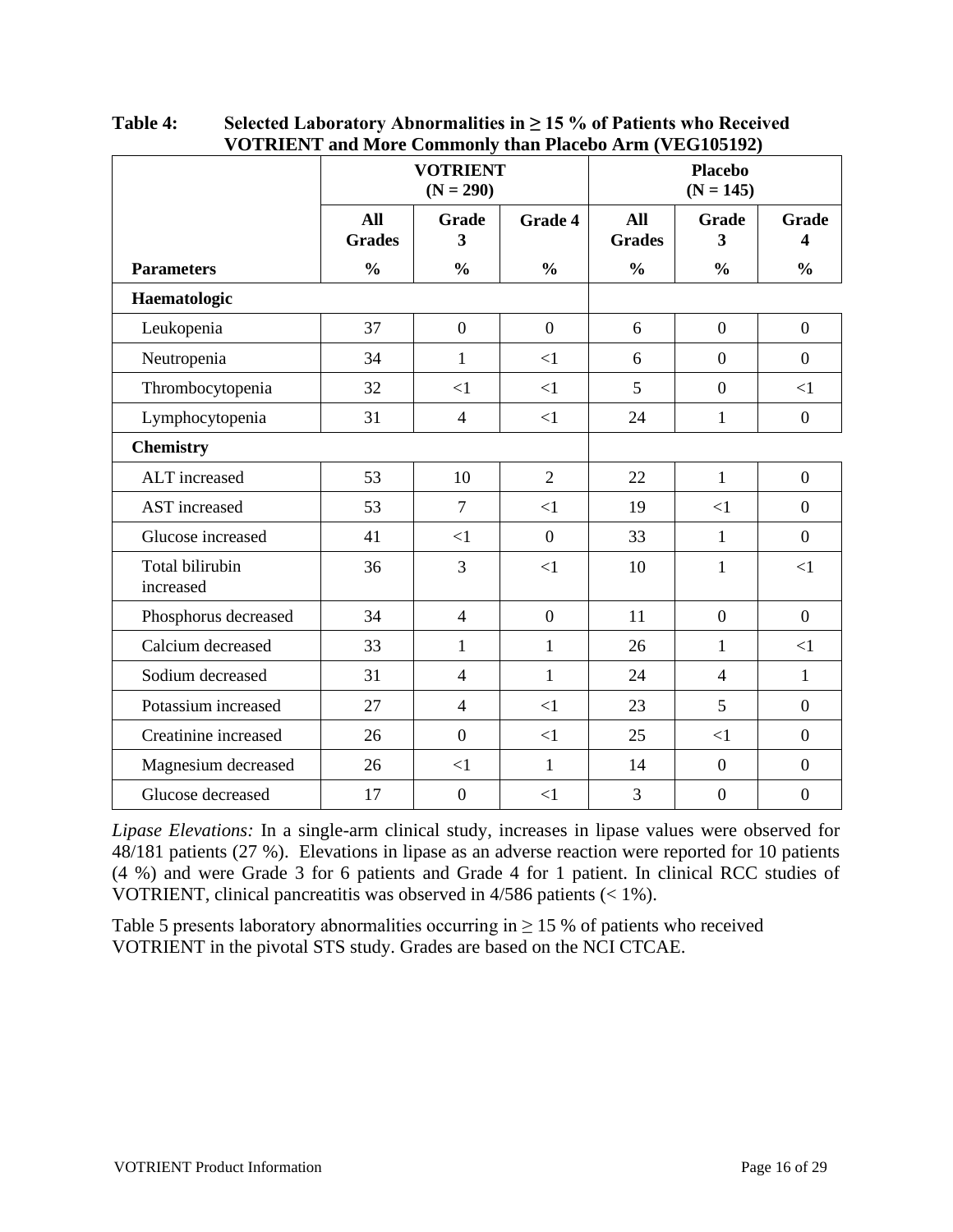**Table 4: Selected Laboratory Abnormalities in ≥ 15 % of Patients who Received VOTRIENT and More Commonly than Placebo Arm (VEG105192)**

| | VOTRIENT (N = 290) | | | Placebo (N = 145) | | |
|---|---|---|---|---|---|---|
| | All Grades | Grade 3 | Grade 4 | All Grades | Grade 3 | Grade 4 |
| **Parameters** | **%** | **%** | **%** | **%** | **%** | **%** |
| **Haematologic** | | | | | | |
| Leukopenia | 37 | 0 | 0 | 6 | 0 | 0 |
| Neutropenia | 34 | 1 | <1 | 6 | 0 | 0 |
| Thrombocytopenia | 32 | <1 | <1 | 5 | 0 | <1 |
| Lymphocytopenia | 31 | 4 | <1 | 24 | 1 | 0 |
| **Chemistry** | | | | | | |
| ALT increased | 53 | 10 | 2 | 22 | 1 | 0 |
| AST increased | 53 | 7 | <1 | 19 | <1 | 0 |
| Glucose increased | 41 | <1 | 0 | 33 | 1 | 0 |
| Total bilirubin increased | 36 | 3 | <1 | 10 | 1 | <1 |
| Phosphorus decreased | 34 | 4 | 0 | 11 | 0 | 0 |
| Calcium decreased | 33 | 1 | 1 | 26 | 1 | <1 |
| Sodium decreased | 31 | 4 | 1 | 24 | 4 | 1 |
| Potassium increased | 27 | 4 | <1 | 23 | 5 | 0 |
| Creatinine increased | 26 | 0 | <1 | 25 | <1 | 0 |
| Magnesium decreased | 26 | <1 | 1 | 14 | 0 | 0 |
| Glucose decreased | 17 | 0 | <1 | 3 | 0 | 0 |

*Lipase Elevations:* In a single-arm clinical study, increases in lipase values were observed for 48/181 patients (27 %). Elevations in lipase as an adverse reaction were reported for 10 patients (4 %) and were Grade 3 for 6 patients and Grade 4 for 1 patient. In clinical RCC studies of VOTRIENT, clinical pancreatitis was observed in 4/586 patients (< 1%).

Table 5 presents laboratory abnormalities occurring in ≥ 15 % of patients who received VOTRIENT in the pivotal STS study. Grades are based on the NCI CTCAE.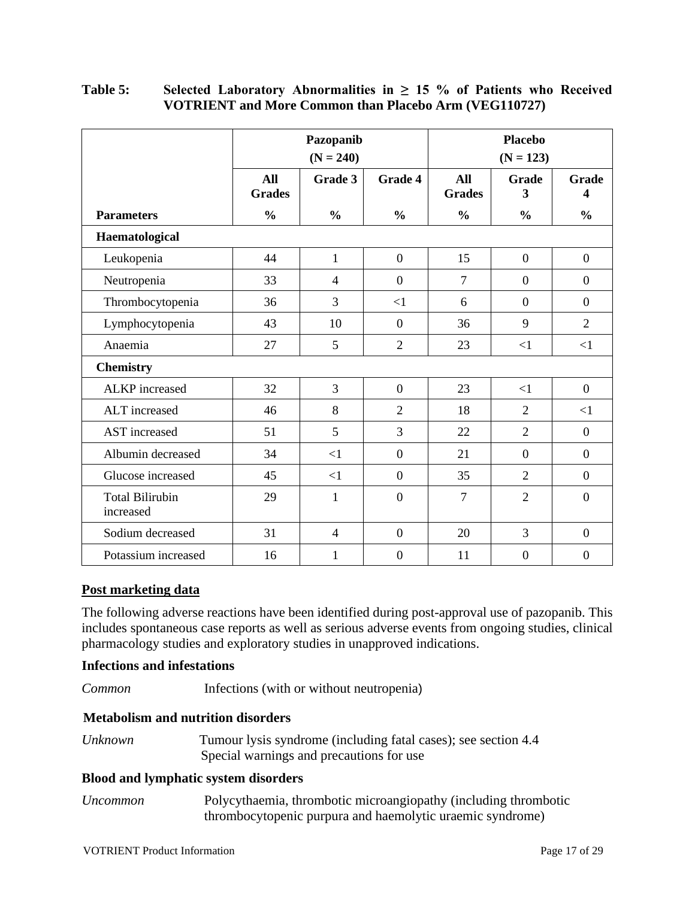**Table 5: Selected Laboratory Abnormalities in ≥ 15 % of Patients who Received VOTRIENT and More Common than Placebo Arm (VEG110727)**

| | Pazopanib (N = 240) | | | Placebo (N = 123) | | |
|---|---|---|---|---|---|---|
| | All Grades | Grade 3 | Grade 4 | All Grades | Grade 3 | Grade 4 |
| **Parameters** | **%** | **%** | **%** | **%** | **%** | **%** |
| **Haematological** | | | | | | |
| Leukopenia | 44 | 1 | 0 | 15 | 0 | 0 |
| Neutropenia | 33 | 4 | 0 | 7 | 0 | 0 |
| Thrombocytopenia | 36 | 3 | <1 | 6 | 0 | 0 |
| Lymphocytopenia | 43 | 10 | 0 | 36 | 9 | 2 |
| Anaemia | 27 | 5 | 2 | 23 | <1 | <1 |
| **Chemistry** | | | | | | |
| ALKP increased | 32 | 3 | 0 | 23 | <1 | 0 |
| ALT increased | 46 | 8 | 2 | 18 | 2 | <1 |
| AST increased | 51 | 5 | 3 | 22 | 2 | 0 |
| Albumin decreased | 34 | <1 | 0 | 21 | 0 | 0 |
| Glucose increased | 45 | <1 | 0 | 35 | 2 | 0 |
| Total Bilirubin increased | 29 | 1 | 0 | 7 | 2 | 0 |
| Sodium decreased | 31 | 4 | 0 | 20 | 3 | 0 |
| Potassium increased | 16 | 1 | 0 | 11 | 0 | 0 |

**Post marketing data**

The following adverse reactions have been identified during post-approval use of pazopanib. This includes spontaneous case reports as well as serious adverse events from ongoing studies, clinical pharmacology studies and exploratory studies in unapproved indications.

**Infections and infestations**

*Common* Infections (with or without neutropenia)

**Metabolism and nutrition disorders**

*Unknown* Tumour lysis syndrome (including fatal cases); see section 4.4 Special warnings and precautions for use

**Blood and lymphatic system disorders**

*Uncommon* Polycythaemia, thrombotic microangiopathy (including thrombotic thrombocytopenic purpura and haemolytic uraemic syndrome)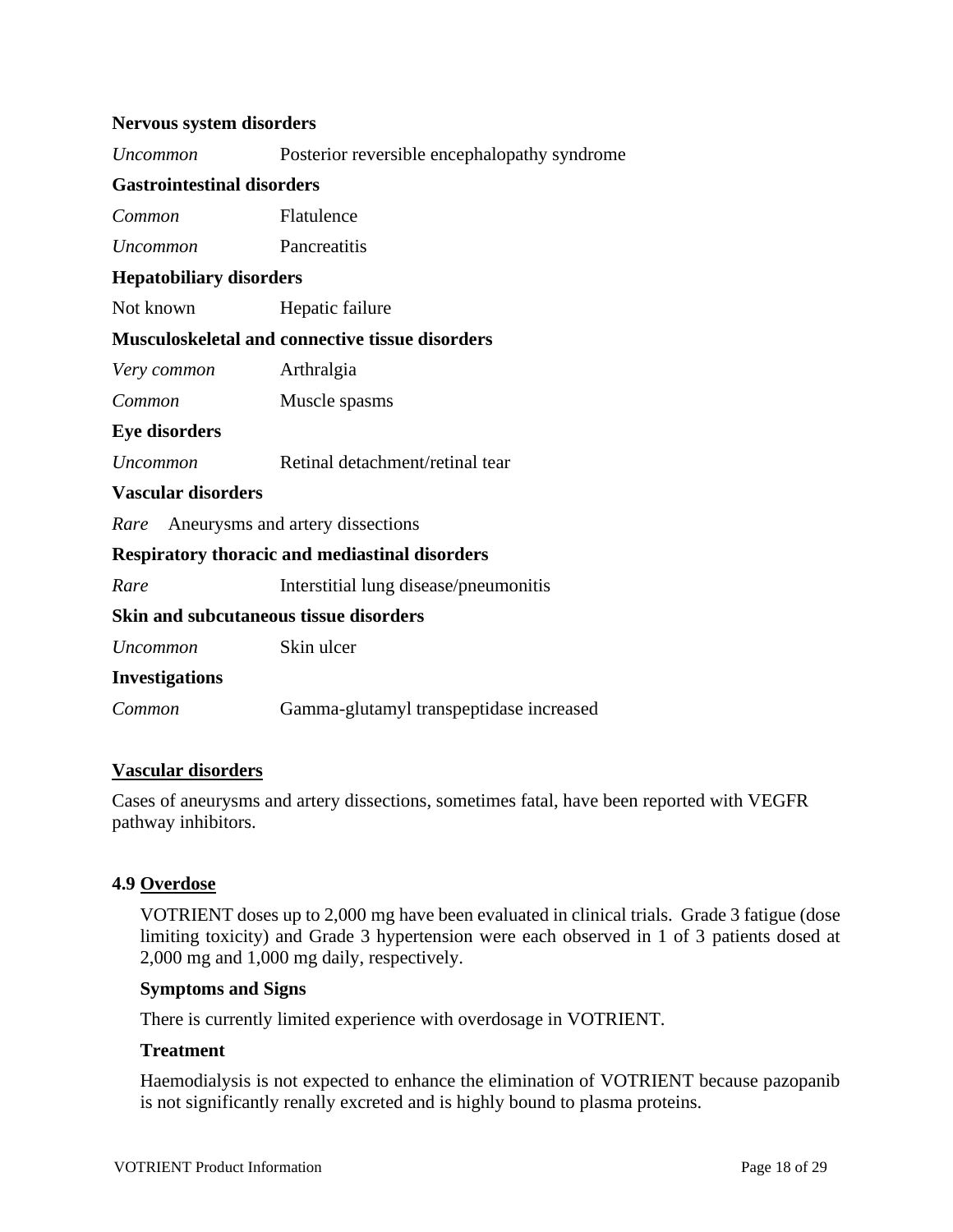**Nervous system disorders**

| | |
|---|---|
| *Uncommon* | Posterior reversible encephalopathy syndrome |

**Gastrointestinal disorders**

| | |
|---|---|
| *Common* | Flatulence |
| *Uncommon* | Pancreatitis |

**Hepatobiliary disorders**

| | |
|---|---|
| Not known | Hepatic failure |

**Musculoskeletal and connective tissue disorders**

| | |
|---|---|
| *Very common* | Arthralgia |
| *Common* | Muscle spasms |

**Eye disorders**

| | |
|---|---|
| *Uncommon* | Retinal detachment/retinal tear |

**Vascular disorders**

| | |
|---|---|
| *Rare* | Aneurysms and artery dissections |

**Respiratory thoracic and mediastinal disorders**

| | |
|---|---|
| *Rare* | Interstitial lung disease/pneumonitis |

**Skin and subcutaneous tissue disorders**

| | |
|---|---|
| *Uncommon* | Skin ulcer |

**Investigations**

| | |
|---|---|
| *Common* | Gamma-glutamyl transpeptidase increased |

**Vascular disorders**

Cases of aneurysms and artery dissections, sometimes fatal, have been reported with VEGFR pathway inhibitors.

## 4.9 Overdose

VOTRIENT doses up to 2,000 mg have been evaluated in clinical trials. Grade 3 fatigue (dose limiting toxicity) and Grade 3 hypertension were each observed in 1 of 3 patients dosed at 2,000 mg and 1,000 mg daily, respectively.

### Symptoms and Signs

There is currently limited experience with overdosage in VOTRIENT.

### Treatment

Haemodialysis is not expected to enhance the elimination of VOTRIENT because pazopanib is not significantly renally excreted and is highly bound to plasma proteins.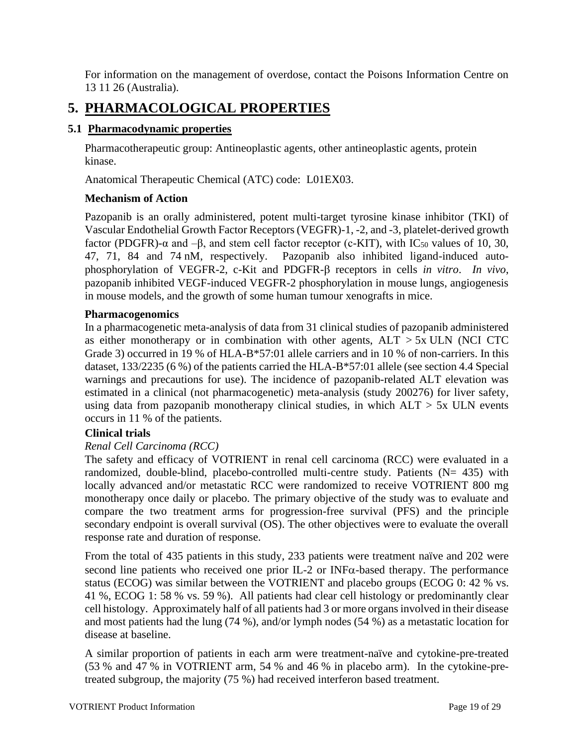For information on the management of overdose, contact the Poisons Information Centre on 13 11 26 (Australia).

# 5. PHARMACOLOGICAL PROPERTIES

## 5.1 Pharmacodynamic properties

Pharmacotherapeutic group: Antineoplastic agents, other antineoplastic agents, protein kinase.

Anatomical Therapeutic Chemical (ATC) code: L01EX03.

### Mechanism of Action

Pazopanib is an orally administered, potent multi-target tyrosine kinase inhibitor (TKI) of Vascular Endothelial Growth Factor Receptors (VEGFR)-1, -2, and -3, platelet-derived growth factor (PDGFR)-α and –β, and stem cell factor receptor (c-KIT), with $IC_{50}$ values of 10, 30, 47, 71, 84 and 74 nM, respectively. Pazopanib also inhibited ligand-induced auto-phosphorylation of VEGFR-2, c-Kit and PDGFR-β receptors in cells *in vitro*. *In vivo*, pazopanib inhibited VEGF-induced VEGFR-2 phosphorylation in mouse lungs, angiogenesis in mouse models, and the growth of some human tumour xenografts in mice.

### Pharmacogenomics

In a pharmacogenetic meta-analysis of data from 31 clinical studies of pazopanib administered as either monotherapy or in combination with other agents, ALT > 5x ULN (NCI CTC Grade 3) occurred in 19 % of HLA-B*57:01 allele carriers and in 10 % of non-carriers. In this dataset, 133/2235 (6 %) of the patients carried the HLA-B*57:01 allele (see section 4.4 Special warnings and precautions for use). The incidence of pazopanib-related ALT elevation was estimated in a clinical (not pharmacogenetic) meta-analysis (study 200276) for liver safety, using data from pazopanib monotherapy clinical studies, in which ALT > 5x ULN events occurs in 11 % of the patients.

### Clinical trials

*Renal Cell Carcinoma (RCC)*

The safety and efficacy of VOTRIENT in renal cell carcinoma (RCC) were evaluated in a randomized, double-blind, placebo-controlled multi-centre study. Patients (N= 435) with locally advanced and/or metastatic RCC were randomized to receive VOTRIENT 800 mg monotherapy once daily or placebo. The primary objective of the study was to evaluate and compare the two treatment arms for progression-free survival (PFS) and the principle secondary endpoint is overall survival (OS). The other objectives were to evaluate the overall response rate and duration of response.

From the total of 435 patients in this study, 233 patients were treatment naïve and 202 were second line patients who received one prior IL-2 or INFα-based therapy. The performance status (ECOG) was similar between the VOTRIENT and placebo groups (ECOG 0: 42 % vs. 41 %, ECOG 1: 58 % vs. 59 %). All patients had clear cell histology or predominantly clear cell histology. Approximately half of all patients had 3 or more organs involved in their disease and most patients had the lung (74 %), and/or lymph nodes (54 %) as a metastatic location for disease at baseline.

A similar proportion of patients in each arm were treatment-naïve and cytokine-pre-treated (53 % and 47 % in VOTRIENT arm, 54 % and 46 % in placebo arm). In the cytokine-pre-treated subgroup, the majority (75 %) had received interferon based treatment.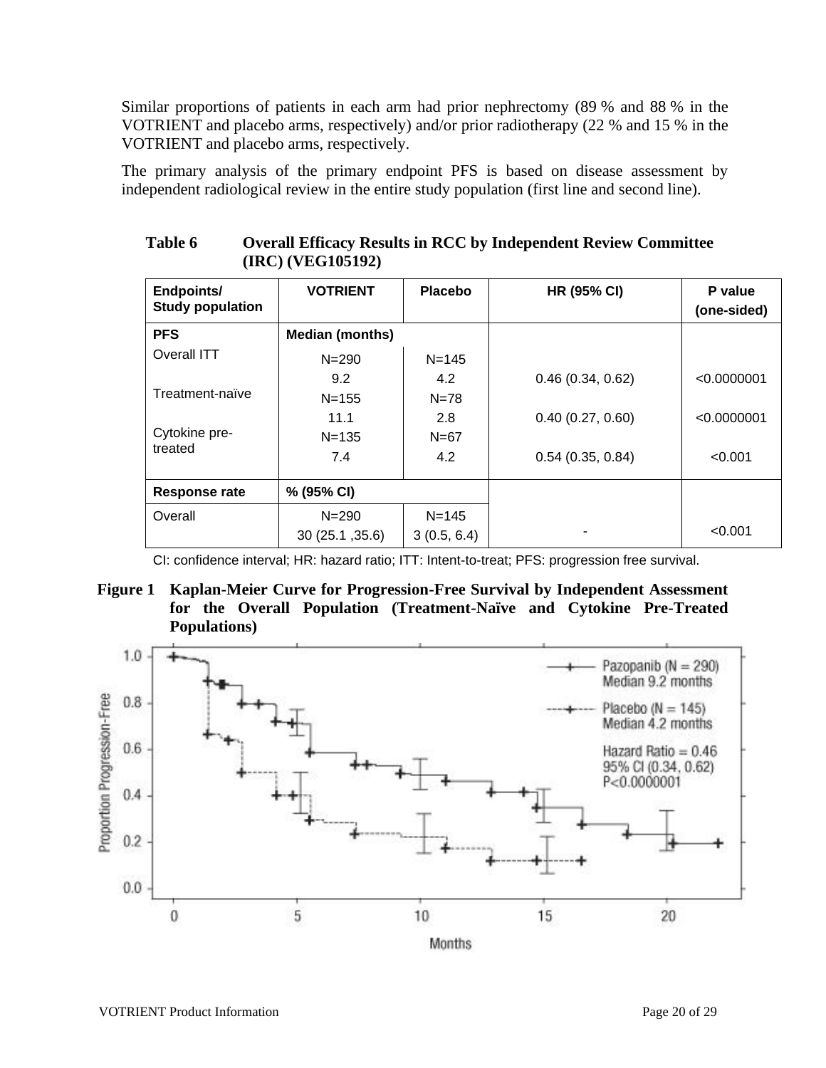Similar proportions of patients in each arm had prior nephrectomy (89 % and 88 % in the VOTRIENT and placebo arms, respectively) and/or prior radiotherapy (22 % and 15 % in the VOTRIENT and placebo arms, respectively.

The primary analysis of the primary endpoint PFS is based on disease assessment by independent radiological review in the entire study population (first line and second line).

**Table 6 Overall Efficacy Results in RCC by Independent Review Committee (IRC) (VEG105192)**

| Endpoints/ Study population | VOTRIENT | Placebo | HR (95% CI) | P value (one-sided) |
|---|---|---|---|---|
| **PFS** | **Median (months)** | | | |
| Overall ITT | N=290<br>9.2 | N=145<br>4.2 | 0.46 (0.34, 0.62) | <0.0000001 |
| Treatment-naïve | N=155<br>11.1 | N=78<br>2.8 | 0.40 (0.27, 0.60) | <0.0000001 |
| Cytokine pre-treated | N=135<br>7.4 | N=67<br>4.2 | 0.54 (0.35, 0.84) | <0.001 |
| **Response rate** | **% (95% CI)** | | | |
| Overall | N=290<br>30 (25.1 ,35.6) | N=145<br>3 (0.5, 6.4) | - | <0.001 |

CI: confidence interval; HR: hazard ratio; ITT: Intent-to-treat; PFS: progression free survival.

**Figure 1 Kaplan-Meier Curve for Progression-Free Survival by Independent Assessment for the Overall Population (Treatment-Naïve and Cytokine Pre-Treated Populations)**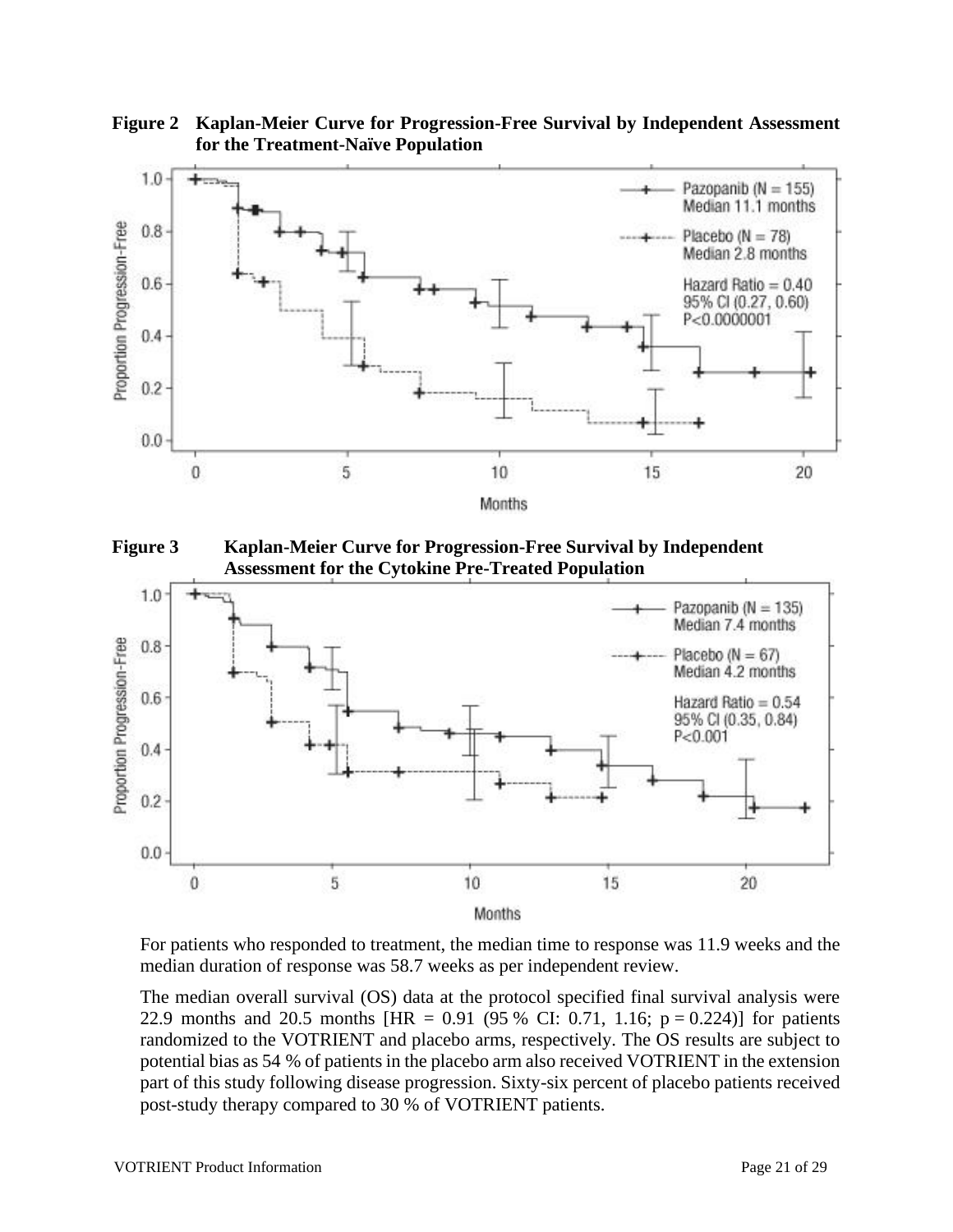**Figure 2 Kaplan-Meier Curve for Progression-Free Survival by Independent Assessment for the Treatment-Naïve Population**

**Figure 3 Kaplan-Meier Curve for Progression-Free Survival by Independent Assessment for the Cytokine Pre-Treated Population**

For patients who responded to treatment, the median time to response was 11.9 weeks and the median duration of response was 58.7 weeks as per independent review.

The median overall survival (OS) data at the protocol specified final survival analysis were 22.9 months and 20.5 months [HR = 0.91 (95 % CI: 0.71, 1.16; p = 0.224)] for patients randomized to the VOTRIENT and placebo arms, respectively. The OS results are subject to potential bias as 54 % of patients in the placebo arm also received VOTRIENT in the extension part of this study following disease progression. Sixty-six percent of placebo patients received post-study therapy compared to 30 % of VOTRIENT patients.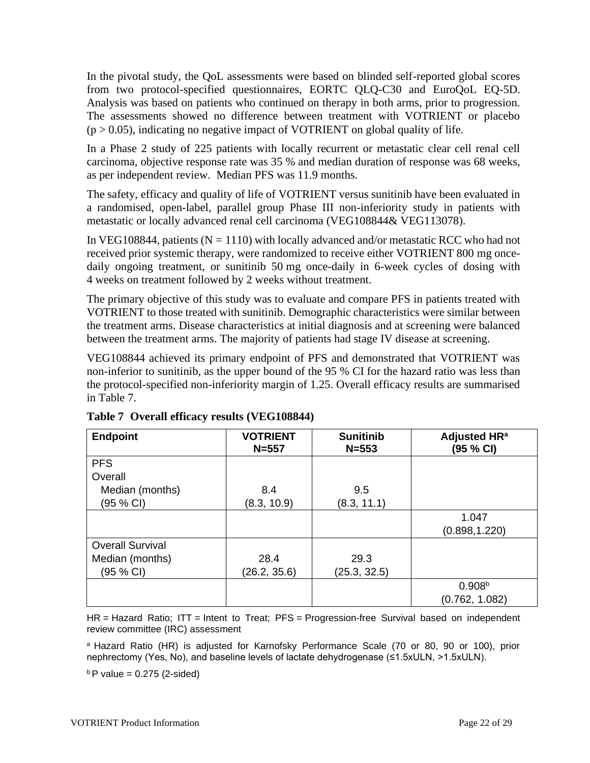In the pivotal study, the QoL assessments were based on blinded self-reported global scores from two protocol-specified questionnaires, EORTC QLQ-C30 and EuroQoL EQ-5D. Analysis was based on patients who continued on therapy in both arms, prior to progression. The assessments showed no difference between treatment with VOTRIENT or placebo ($p > 0.05$), indicating no negative impact of VOTRIENT on global quality of life.

In a Phase 2 study of 225 patients with locally recurrent or metastatic clear cell renal cell carcinoma, objective response rate was 35 % and median duration of response was 68 weeks, as per independent review. Median PFS was 11.9 months.

The safety, efficacy and quality of life of VOTRIENT versus sunitinib have been evaluated in a randomised, open-label, parallel group Phase III non-inferiority study in patients with metastatic or locally advanced renal cell carcinoma (VEG108844& VEG113078).

In VEG108844, patients (N = 1110) with locally advanced and/or metastatic RCC who had not received prior systemic therapy, were randomized to receive either VOTRIENT 800 mg once-daily ongoing treatment, or sunitinib 50 mg once-daily in 6-week cycles of dosing with 4 weeks on treatment followed by 2 weeks without treatment.

The primary objective of this study was to evaluate and compare PFS in patients treated with VOTRIENT to those treated with sunitinib. Demographic characteristics were similar between the treatment arms. Disease characteristics at initial diagnosis and at screening were balanced between the treatment arms. The majority of patients had stage IV disease at screening.

VEG108844 achieved its primary endpoint of PFS and demonstrated that VOTRIENT was non-inferior to sunitinib, as the upper bound of the 95 % CI for the hazard ratio was less than the protocol-specified non-inferiority margin of 1.25. Overall efficacy results are summarised in Table 7.

**Table 7 Overall efficacy results (VEG108844)**

| Endpoint | VOTRIENT N=557 | Sunitinib N=553 | Adjusted HR[a] (95 % CI) |
|---|---|---|---|
| PFS<br>Overall<br>Median (months)<br>(95 % CI) | 8.4<br>(8.3, 10.9) | 9.5<br>(8.3, 11.1) | |
| | | | 1.047<br>(0.898,1.220) |
| Overall Survival<br>Median (months)<br>(95 % CI) | 28.4<br>(26.2, 35.6) | 29.3<br>(25.3, 32.5) | |
| | | | 0.908[b]<br>(0.762, 1.082) |

HR = Hazard Ratio; ITT = Intent to Treat; PFS = Progression-free Survival based on independent review committee (IRC) assessment

[a] Hazard Ratio (HR) is adjusted for Karnofsky Performance Scale (70 or 80, 90 or 100), prior nephrectomy (Yes, No), and baseline levels of lactate dehydrogenase (≤1.5xULN, >1.5xULN).

[b] P value = 0.275 (2-sided)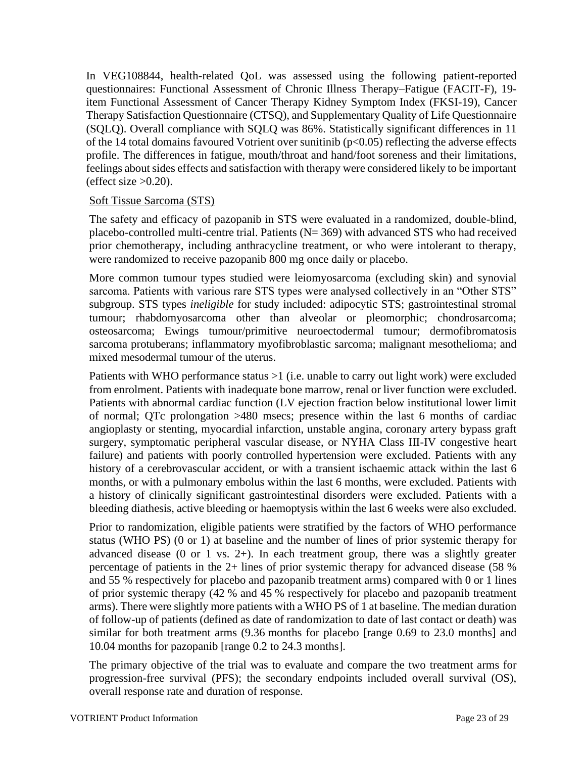In VEG108844, health-related QoL was assessed using the following patient-reported questionnaires: Functional Assessment of Chronic Illness Therapy–Fatigue (FACIT-F), 19-item Functional Assessment of Cancer Therapy Kidney Symptom Index (FKSI-19), Cancer Therapy Satisfaction Questionnaire (CTSQ), and Supplementary Quality of Life Questionnaire (SQLQ). Overall compliance with SQLQ was 86%. Statistically significant differences in 11 of the 14 total domains favoured Votrient over sunitinib ($p<0.05$) reflecting the adverse effects profile. The differences in fatigue, mouth/throat and hand/foot soreness and their limitations, feelings about sides effects and satisfaction with therapy were considered likely to be important (effect size >0.20).

Soft Tissue Sarcoma (STS)

The safety and efficacy of pazopanib in STS were evaluated in a randomized, double-blind, placebo-controlled multi-centre trial. Patients (N= 369) with advanced STS who had received prior chemotherapy, including anthracycline treatment, or who were intolerant to therapy, were randomized to receive pazopanib 800 mg once daily or placebo.

More common tumour types studied were leiomyosarcoma (excluding skin) and synovial sarcoma. Patients with various rare STS types were analysed collectively in an "Other STS" subgroup. STS types *ineligible* for study included: adipocytic STS; gastrointestinal stromal tumour; rhabdomyosarcoma other than alveolar or pleomorphic; chondrosarcoma; osteosarcoma; Ewings tumour/primitive neuroectodermal tumour; dermofibromatosis sarcoma protuberans; inflammatory myofibroblastic sarcoma; malignant mesothelioma; and mixed mesodermal tumour of the uterus.

Patients with WHO performance status >1 (i.e. unable to carry out light work) were excluded from enrolment. Patients with inadequate bone marrow, renal or liver function were excluded. Patients with abnormal cardiac function (LV ejection fraction below institutional lower limit of normal; QTc prolongation >480 msecs; presence within the last 6 months of cardiac angioplasty or stenting, myocardial infarction, unstable angina, coronary artery bypass graft surgery, symptomatic peripheral vascular disease, or NYHA Class III-IV congestive heart failure) and patients with poorly controlled hypertension were excluded. Patients with any history of a cerebrovascular accident, or with a transient ischaemic attack within the last 6 months, or with a pulmonary embolus within the last 6 months, were excluded. Patients with a history of clinically significant gastrointestinal disorders were excluded. Patients with a bleeding diathesis, active bleeding or haemoptysis within the last 6 weeks were also excluded.

Prior to randomization, eligible patients were stratified by the factors of WHO performance status (WHO PS) (0 or 1) at baseline and the number of lines of prior systemic therapy for advanced disease (0 or 1 vs. 2+). In each treatment group, there was a slightly greater percentage of patients in the 2+ lines of prior systemic therapy for advanced disease (58 % and 55 % respectively for placebo and pazopanib treatment arms) compared with 0 or 1 lines of prior systemic therapy (42 % and 45 % respectively for placebo and pazopanib treatment arms). There were slightly more patients with a WHO PS of 1 at baseline. The median duration of follow-up of patients (defined as date of randomization to date of last contact or death) was similar for both treatment arms (9.36 months for placebo [range 0.69 to 23.0 months] and 10.04 months for pazopanib [range 0.2 to 24.3 months].

The primary objective of the trial was to evaluate and compare the two treatment arms for progression-free survival (PFS); the secondary endpoints included overall survival (OS), overall response rate and duration of response.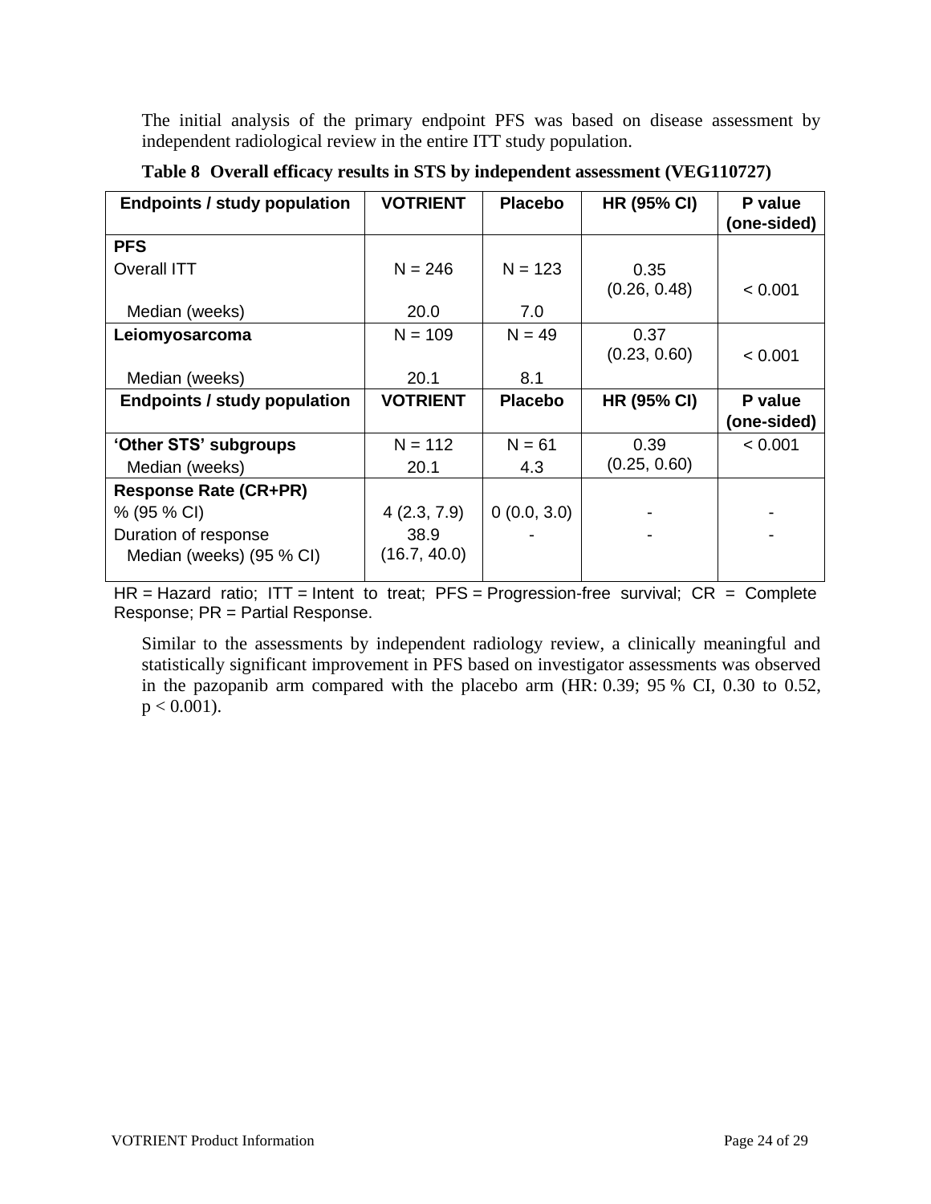The initial analysis of the primary endpoint PFS was based on disease assessment by independent radiological review in the entire ITT study population.

**Table 8 Overall efficacy results in STS by independent assessment (VEG110727)**

| Endpoints / study population | VOTRIENT | Placebo | HR (95% CI) | P value (one-sided) |
|---|---|---|---|---|
| **PFS** | | | | |
| Overall ITT | N = 246 | N = 123 | 0.35 (0.26, 0.48) | < 0.001 |
| Median (weeks) | 20.0 | 7.0 | | |
| **Leiomyosarcoma** | N = 109 | N = 49 | 0.37 (0.23, 0.60) | < 0.001 |
| Median (weeks) | 20.1 | 8.1 | | |
| **'Other STS' subgroups** | N = 112 | N = 61 | 0.39 (0.25, 0.60) | < 0.001 |
| Median (weeks) | 20.1 | 4.3 | | |
| **Response Rate (CR+PR)** | | | | |
| % (95 % CI) | 4 (2.3, 7.9) | 0 (0.0, 3.0) | - | - |
| Duration of response Median (weeks) (95 % CI) | 38.9 (16.7, 40.0) | - | - | - |

HR = Hazard ratio; ITT = Intent to treat; PFS = Progression-free survival; CR = Complete Response; PR = Partial Response.

Similar to the assessments by independent radiology review, a clinically meaningful and statistically significant improvement in PFS based on investigator assessments was observed in the pazopanib arm compared with the placebo arm (HR: 0.39; 95 % CI, 0.30 to 0.52, $p < 0.001$).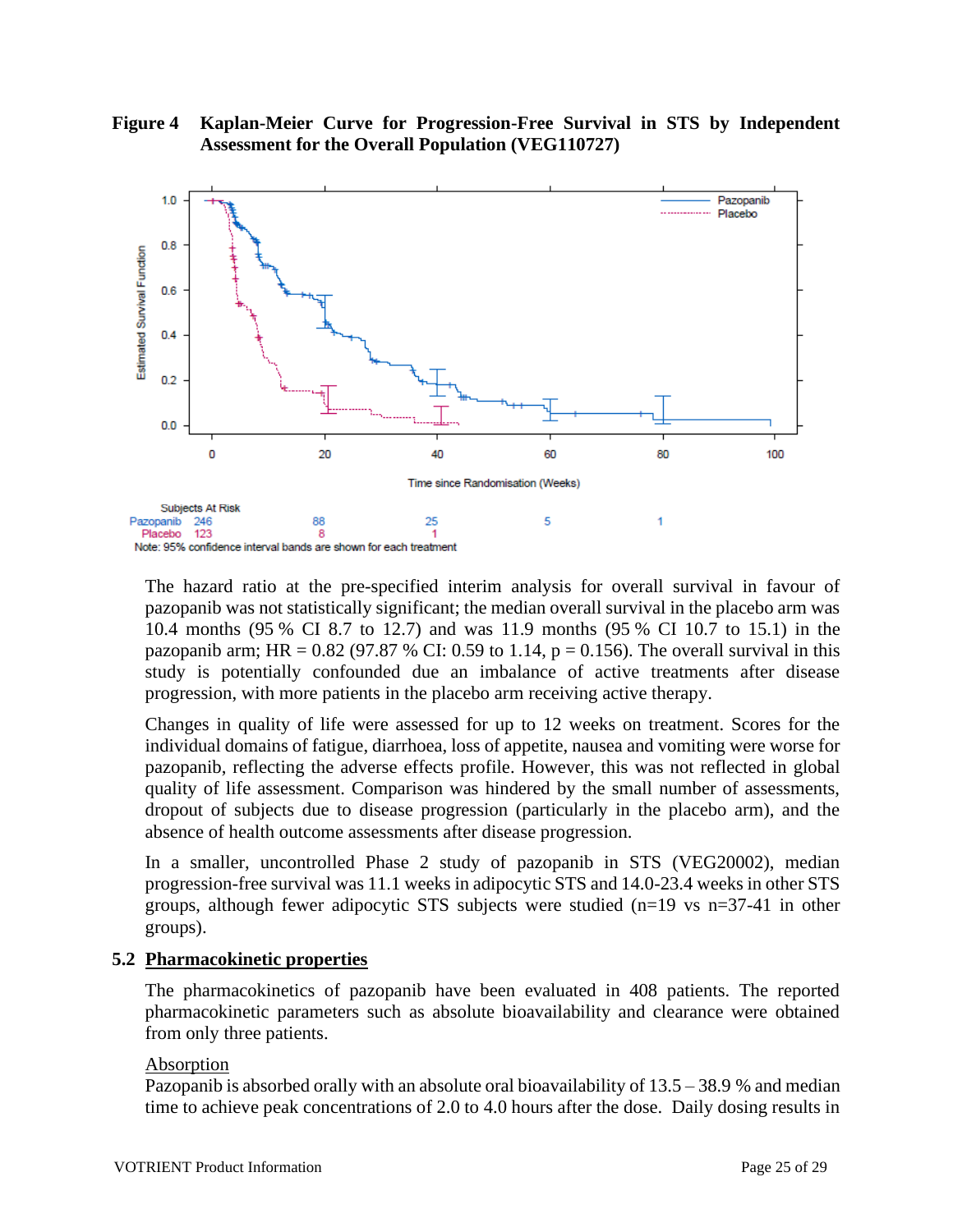**Figure 4 Kaplan-Meier Curve for Progression-Free Survival in STS by Independent Assessment for the Overall Population (VEG110727)**

Subjects At Risk

| | 0 | 20 | 40 | 60 | 80 |
|---|---|---|---|---|---|
| Pazopanib | 246 | 88 | 25 | 5 | 1 |
| Placebo | 123 | 8 | 1 | | |

Note: 95% confidence interval bands are shown for each treatment

The hazard ratio at the pre-specified interim analysis for overall survival in favour of pazopanib was not statistically significant; the median overall survival in the placebo arm was 10.4 months (95 % CI 8.7 to 12.7) and was 11.9 months (95 % CI 10.7 to 15.1) in the pazopanib arm; HR = 0.82 (97.87 % CI: 0.59 to 1.14, p = 0.156). The overall survival in this study is potentially confounded due an imbalance of active treatments after disease progression, with more patients in the placebo arm receiving active therapy.

Changes in quality of life were assessed for up to 12 weeks on treatment. Scores for the individual domains of fatigue, diarrhoea, loss of appetite, nausea and vomiting were worse for pazopanib, reflecting the adverse effects profile. However, this was not reflected in global quality of life assessment. Comparison was hindered by the small number of assessments, dropout of subjects due to disease progression (particularly in the placebo arm), and the absence of health outcome assessments after disease progression.

In a smaller, uncontrolled Phase 2 study of pazopanib in STS (VEG20002), median progression-free survival was 11.1 weeks in adipocytic STS and 14.0-23.4 weeks in other STS groups, although fewer adipocytic STS subjects were studied (n=19 vs n=37-41 in other groups).

## 5.2 Pharmacokinetic properties

The pharmacokinetics of pazopanib have been evaluated in 408 patients. The reported pharmacokinetic parameters such as absolute bioavailability and clearance were obtained from only three patients.

Absorption

Pazopanib is absorbed orally with an absolute oral bioavailability of 13.5 – 38.9 % and median time to achieve peak concentrations of 2.0 to 4.0 hours after the dose. Daily dosing results in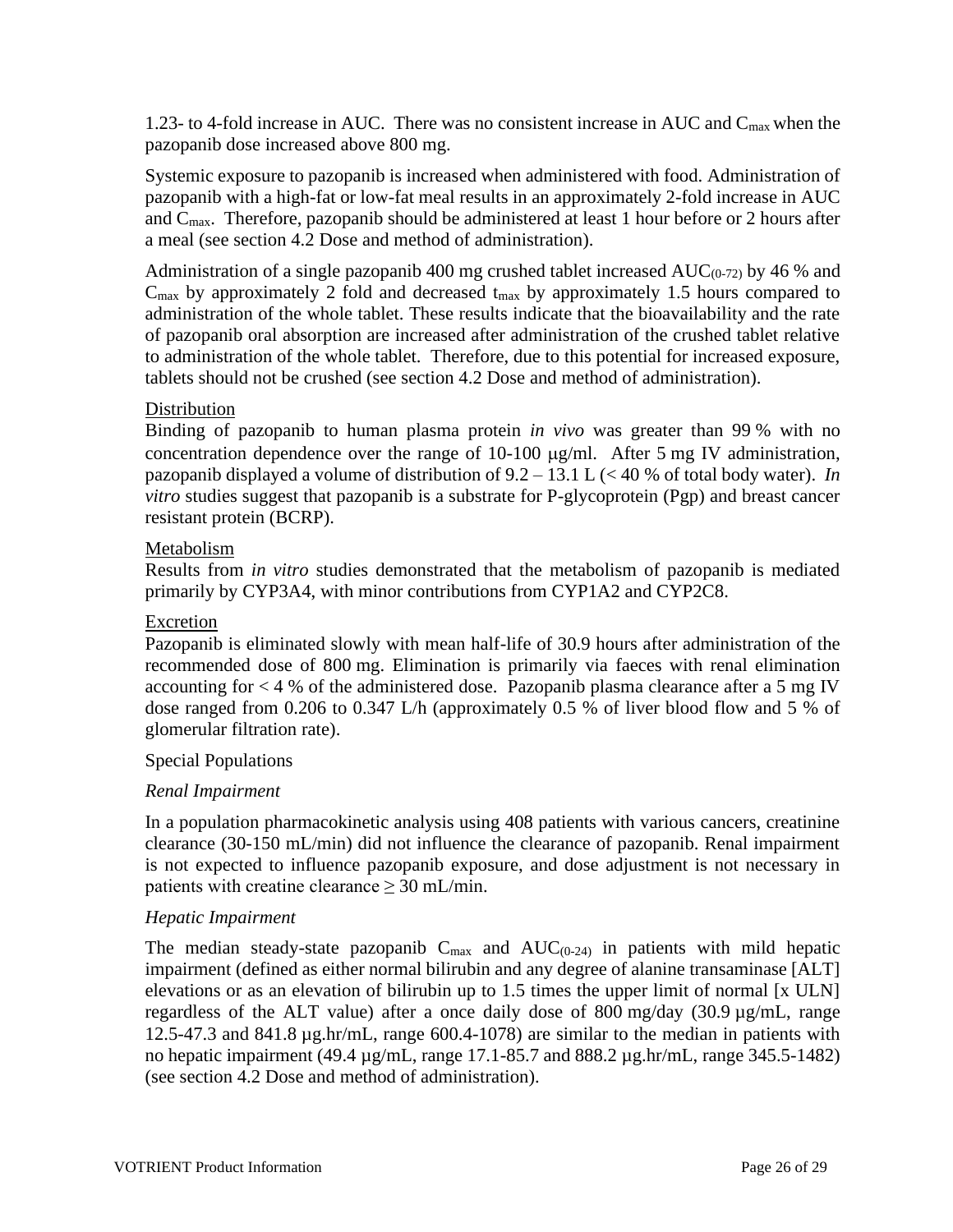1.23- to 4-fold increase in AUC. There was no consistent increase in AUC and $C_{max}$ when the pazopanib dose increased above 800 mg.

Systemic exposure to pazopanib is increased when administered with food. Administration of pazopanib with a high-fat or low-fat meal results in an approximately 2-fold increase in AUC and $C_{max}$. Therefore, pazopanib should be administered at least 1 hour before or 2 hours after a meal (see section 4.2 Dose and method of administration).

Administration of a single pazopanib 400 mg crushed tablet increased $AUC_{(0-72)}$ by 46 % and $C_{max}$ by approximately 2 fold and decreased $t_{max}$ by approximately 1.5 hours compared to administration of the whole tablet. These results indicate that the bioavailability and the rate of pazopanib oral absorption are increased after administration of the crushed tablet relative to administration of the whole tablet. Therefore, due to this potential for increased exposure, tablets should not be crushed (see section 4.2 Dose and method of administration).

Distribution

Binding of pazopanib to human plasma protein *in vivo* was greater than 99 % with no concentration dependence over the range of 10-100 μg/ml. After 5 mg IV administration, pazopanib displayed a volume of distribution of 9.2 – 13.1 L (< 40 % of total body water). *In vitro* studies suggest that pazopanib is a substrate for P-glycoprotein (Pgp) and breast cancer resistant protein (BCRP).

Metabolism

Results from *in vitro* studies demonstrated that the metabolism of pazopanib is mediated primarily by CYP3A4, with minor contributions from CYP1A2 and CYP2C8.

Excretion

Pazopanib is eliminated slowly with mean half-life of 30.9 hours after administration of the recommended dose of 800 mg. Elimination is primarily via faeces with renal elimination accounting for < 4 % of the administered dose. Pazopanib plasma clearance after a 5 mg IV dose ranged from 0.206 to 0.347 L/h (approximately 0.5 % of liver blood flow and 5 % of glomerular filtration rate).

Special Populations

*Renal Impairment*

In a population pharmacokinetic analysis using 408 patients with various cancers, creatinine clearance (30-150 mL/min) did not influence the clearance of pazopanib. Renal impairment is not expected to influence pazopanib exposure, and dose adjustment is not necessary in patients with creatine clearance ≥ 30 mL/min.

*Hepatic Impairment*

The median steady-state pazopanib $C_{max}$ and $AUC_{(0-24)}$ in patients with mild hepatic impairment (defined as either normal bilirubin and any degree of alanine transaminase [ALT] elevations or as an elevation of bilirubin up to 1.5 times the upper limit of normal [x ULN] regardless of the ALT value) after a once daily dose of 800 mg/day (30.9 µg/mL, range 12.5-47.3 and 841.8 µg.hr/mL, range 600.4-1078) are similar to the median in patients with no hepatic impairment (49.4 µg/mL, range 17.1-85.7 and 888.2 µg.hr/mL, range 345.5-1482) (see section 4.2 Dose and method of administration).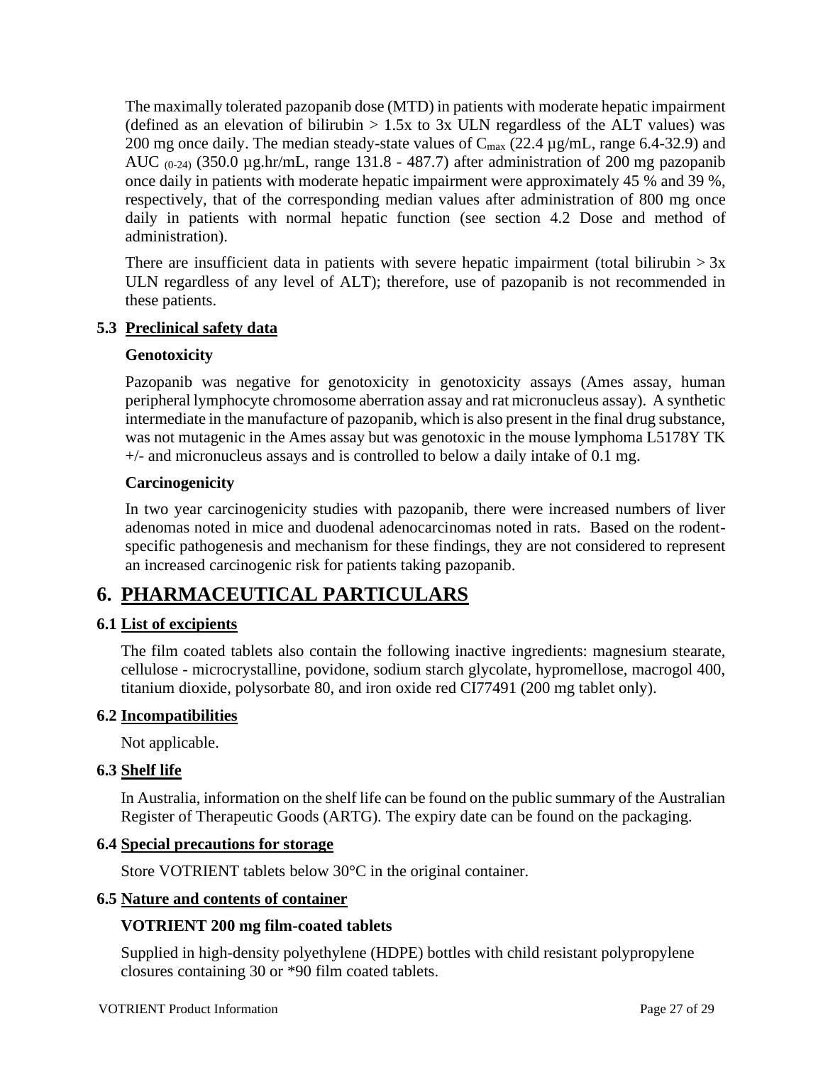The maximally tolerated pazopanib dose (MTD) in patients with moderate hepatic impairment (defined as an elevation of bilirubin > 1.5x to 3x ULN regardless of the ALT values) was 200 mg once daily. The median steady-state values of $C_{max}$ (22.4 µg/mL, range 6.4-32.9) and AUC $_{(0-24)}$ (350.0 µg.hr/mL, range 131.8 - 487.7) after administration of 200 mg pazopanib once daily in patients with moderate hepatic impairment were approximately 45 % and 39 %, respectively, that of the corresponding median values after administration of 800 mg once daily in patients with normal hepatic function (see section 4.2 Dose and method of administration).

There are insufficient data in patients with severe hepatic impairment (total bilirubin > 3x ULN regardless of any level of ALT); therefore, use of pazopanib is not recommended in these patients.

## 5.3 Preclinical safety data

**Genotoxicity**

Pazopanib was negative for genotoxicity in genotoxicity assays (Ames assay, human peripheral lymphocyte chromosome aberration assay and rat micronucleus assay). A synthetic intermediate in the manufacture of pazopanib, which is also present in the final drug substance, was not mutagenic in the Ames assay but was genotoxic in the mouse lymphoma L5178Y TK +/- and micronucleus assays and is controlled to below a daily intake of 0.1 mg.

**Carcinogenicity**

In two year carcinogenicity studies with pazopanib, there were increased numbers of liver adenomas noted in mice and duodenal adenocarcinomas noted in rats. Based on the rodent-specific pathogenesis and mechanism for these findings, they are not considered to represent an increased carcinogenic risk for patients taking pazopanib.

# 6. PHARMACEUTICAL PARTICULARS

## 6.1 List of excipients

The film coated tablets also contain the following inactive ingredients: magnesium stearate, cellulose - microcrystalline, povidone, sodium starch glycolate, hypromellose, macrogol 400, titanium dioxide, polysorbate 80, and iron oxide red CI77491 (200 mg tablet only).

## 6.2 Incompatibilities

Not applicable.

## 6.3 Shelf life

In Australia, information on the shelf life can be found on the public summary of the Australian Register of Therapeutic Goods (ARTG). The expiry date can be found on the packaging.

## 6.4 Special precautions for storage

Store VOTRIENT tablets below 30°C in the original container.

## 6.5 Nature and contents of container

**VOTRIENT 200 mg film-coated tablets**

Supplied in high-density polyethylene (HDPE) bottles with child resistant polypropylene closures containing 30 or *90 film coated tablets.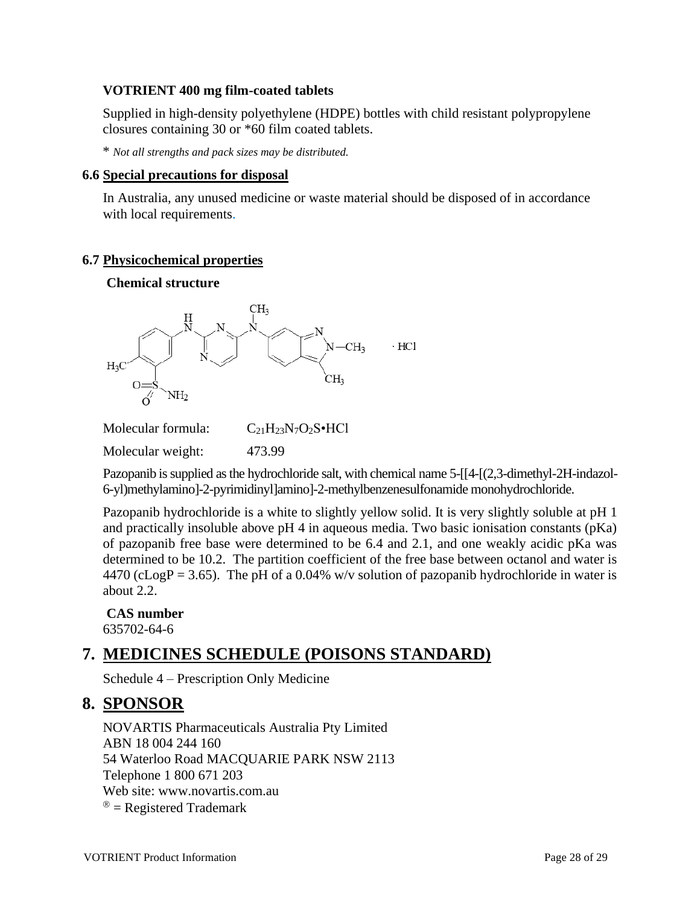**VOTRIENT 400 mg film-coated tablets**

Supplied in high-density polyethylene (HDPE) bottles with child resistant polypropylene closures containing 30 or *60 film coated tablets.

* *Not all strengths and pack sizes may be distributed.*

### 6.6 Special precautions for disposal

In Australia, any unused medicine or waste material should be disposed of in accordance with local requirements.

### 6.7 Physicochemical properties

**Chemical structure**

Molecular formula: $C_{21}H_{23}N_7O_2S•HCl$

Molecular weight: 473.99

Pazopanib is supplied as the hydrochloride salt, with chemical name 5-[[4-[(2,3-dimethyl-2H-indazol-6-yl)methylamino]-2-pyrimidinyl]amino]-2-methylbenzenesulfonamide monohydrochloride.

Pazopanib hydrochloride is a white to slightly yellow solid. It is very slightly soluble at pH 1 and practically insoluble above pH 4 in aqueous media. Two basic ionisation constants (pKa) of pazopanib free base were determined to be 6.4 and 2.1, and one weakly acidic pKa was determined to be 10.2. The partition coefficient of the free base between octanol and water is 4470 (cLogP = 3.65). The pH of a 0.04% w/v solution of pazopanib hydrochloride in water is about 2.2.

**CAS number**

635702-64-6

## 7. MEDICINES SCHEDULE (POISONS STANDARD)

Schedule 4 – Prescription Only Medicine

## 8. SPONSOR

NOVARTIS Pharmaceuticals Australia Pty Limited
ABN 18 004 244 160
54 Waterloo Road MACQUARIE PARK NSW 2113
Telephone 1 800 671 203
Web site: www.novartis.com.au
® = Registered Trademark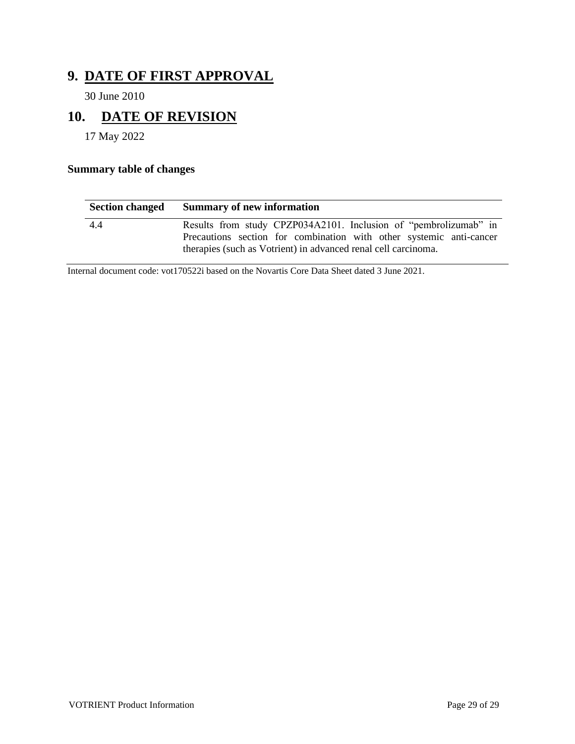# 9. DATE OF FIRST APPROVAL

30 June 2010

# 10. DATE OF REVISION

17 May 2022

**Summary table of changes**

| Section changed | Summary of new information |
|---|---|
| 4.4 | Results from study CPZP034A2101. Inclusion of "pembrolizumab" in Precautions section for combination with other systemic anti-cancer therapies (such as Votrient) in advanced renal cell carcinoma. |

Internal document code: vot170522i based on the Novartis Core Data Sheet dated 3 June 2021.